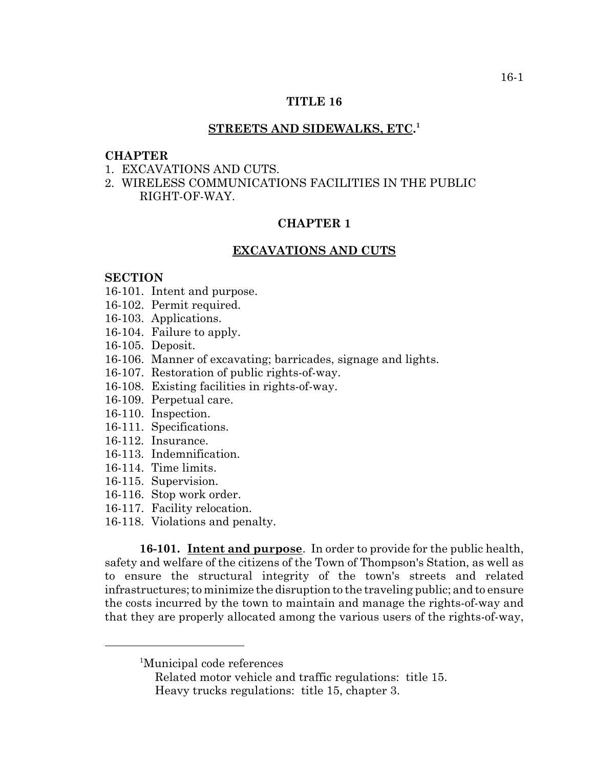# TITLE 16

## STREETS AND SIDEWALKS, ETC.[1]

**CHAPTER**

1. EXCAVATIONS AND CUTS.
2. WIRELESS COMMUNICATIONS FACILITIES IN THE PUBLIC RIGHT-OF-WAY.

## CHAPTER 1

## EXCAVATIONS AND CUTS

**SECTION**

16-101. Intent and purpose.
16-102. Permit required.
16-103. Applications.
16-104. Failure to apply.
16-105. Deposit.
16-106. Manner of excavating; barricades, signage and lights.
16-107. Restoration of public rights-of-way.
16-108. Existing facilities in rights-of-way.
16-109. Perpetual care.
16-110. Inspection.
16-111. Specifications.
16-112. Insurance.
16-113. Indemnification.
16-114. Time limits.
16-115. Supervision.
16-116. Stop work order.
16-117. Facility relocation.
16-118. Violations and penalty.

**16-101. <u>Intent and purpose</u>**. In order to provide for the public health, safety and welfare of the citizens of the Town of Thompson's Station, as well as to ensure the structural integrity of the town's streets and related infrastructures; to minimize the disruption to the traveling public; and to ensure the costs incurred by the town to maintain and manage the rights-of-way and that they are properly allocated among the various users of the rights-of-way,

---

[1]Municipal code references
Related motor vehicle and traffic regulations: title 15.
Heavy trucks regulations: title 15, chapter 3.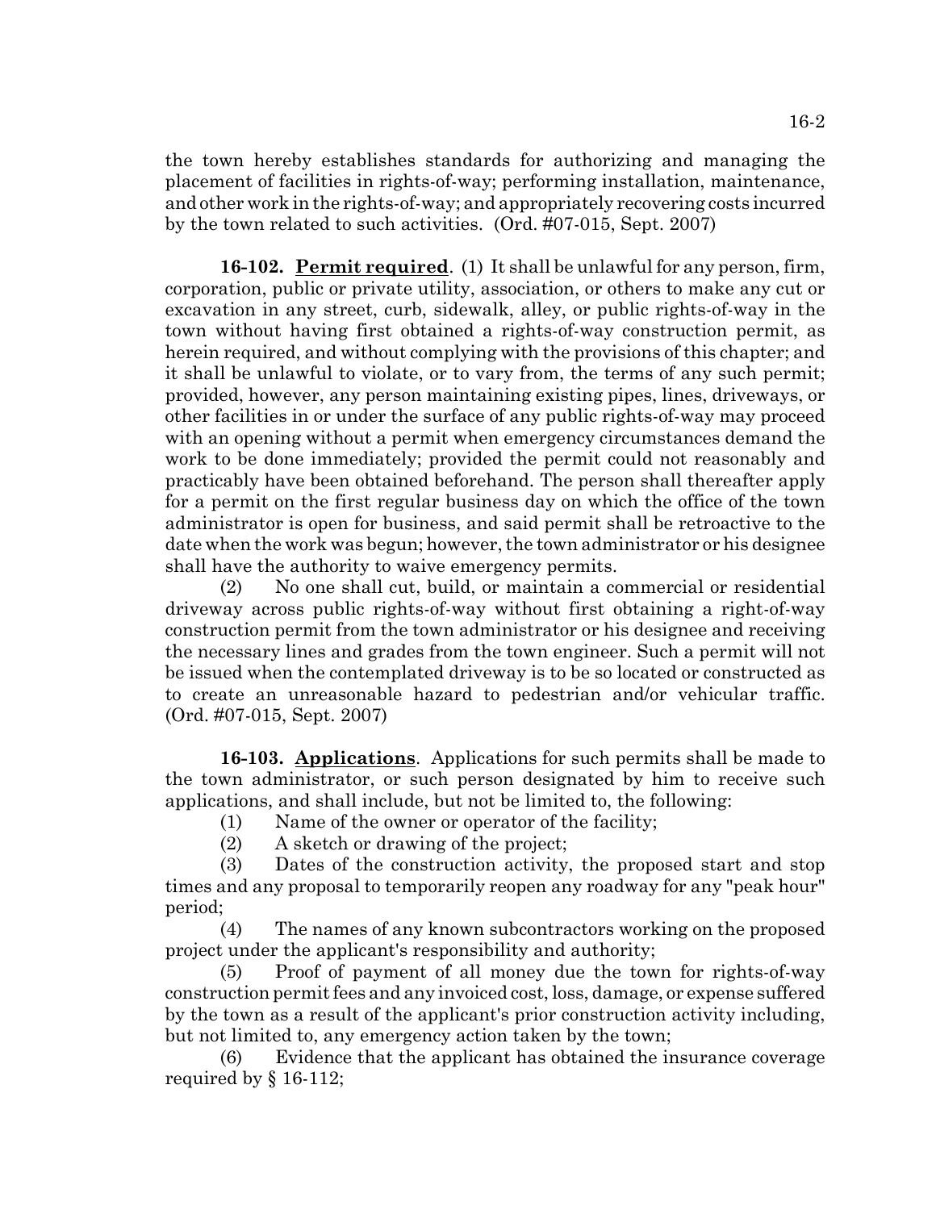the town hereby establishes standards for authorizing and managing the placement of facilities in rights-of-way; performing installation, maintenance, and other work in the rights-of-way; and appropriately recovering costs incurred by the town related to such activities. (Ord. #07-015, Sept. 2007)

**16-102. Permit required**. (1) It shall be unlawful for any person, firm, corporation, public or private utility, association, or others to make any cut or excavation in any street, curb, sidewalk, alley, or public rights-of-way in the town without having first obtained a rights-of-way construction permit, as herein required, and without complying with the provisions of this chapter; and it shall be unlawful to violate, or to vary from, the terms of any such permit; provided, however, any person maintaining existing pipes, lines, driveways, or other facilities in or under the surface of any public rights-of-way may proceed with an opening without a permit when emergency circumstances demand the work to be done immediately; provided the permit could not reasonably and practicably have been obtained beforehand. The person shall thereafter apply for a permit on the first regular business day on which the office of the town administrator is open for business, and said permit shall be retroactive to the date when the work was begun; however, the town administrator or his designee shall have the authority to waive emergency permits.

(2) No one shall cut, build, or maintain a commercial or residential driveway across public rights-of-way without first obtaining a right-of-way construction permit from the town administrator or his designee and receiving the necessary lines and grades from the town engineer. Such a permit will not be issued when the contemplated driveway is to be so located or constructed as to create an unreasonable hazard to pedestrian and/or vehicular traffic. (Ord. #07-015, Sept. 2007)

**16-103. Applications**. Applications for such permits shall be made to the town administrator, or such person designated by him to receive such applications, and shall include, but not be limited to, the following:

(1) Name of the owner or operator of the facility;

(2) A sketch or drawing of the project;

(3) Dates of the construction activity, the proposed start and stop times and any proposal to temporarily reopen any roadway for any "peak hour" period;

(4) The names of any known subcontractors working on the proposed project under the applicant's responsibility and authority;

(5) Proof of payment of all money due the town for rights-of-way construction permit fees and any invoiced cost, loss, damage, or expense suffered by the town as a result of the applicant's prior construction activity including, but not limited to, any emergency action taken by the town;

(6) Evidence that the applicant has obtained the insurance coverage required by § 16-112;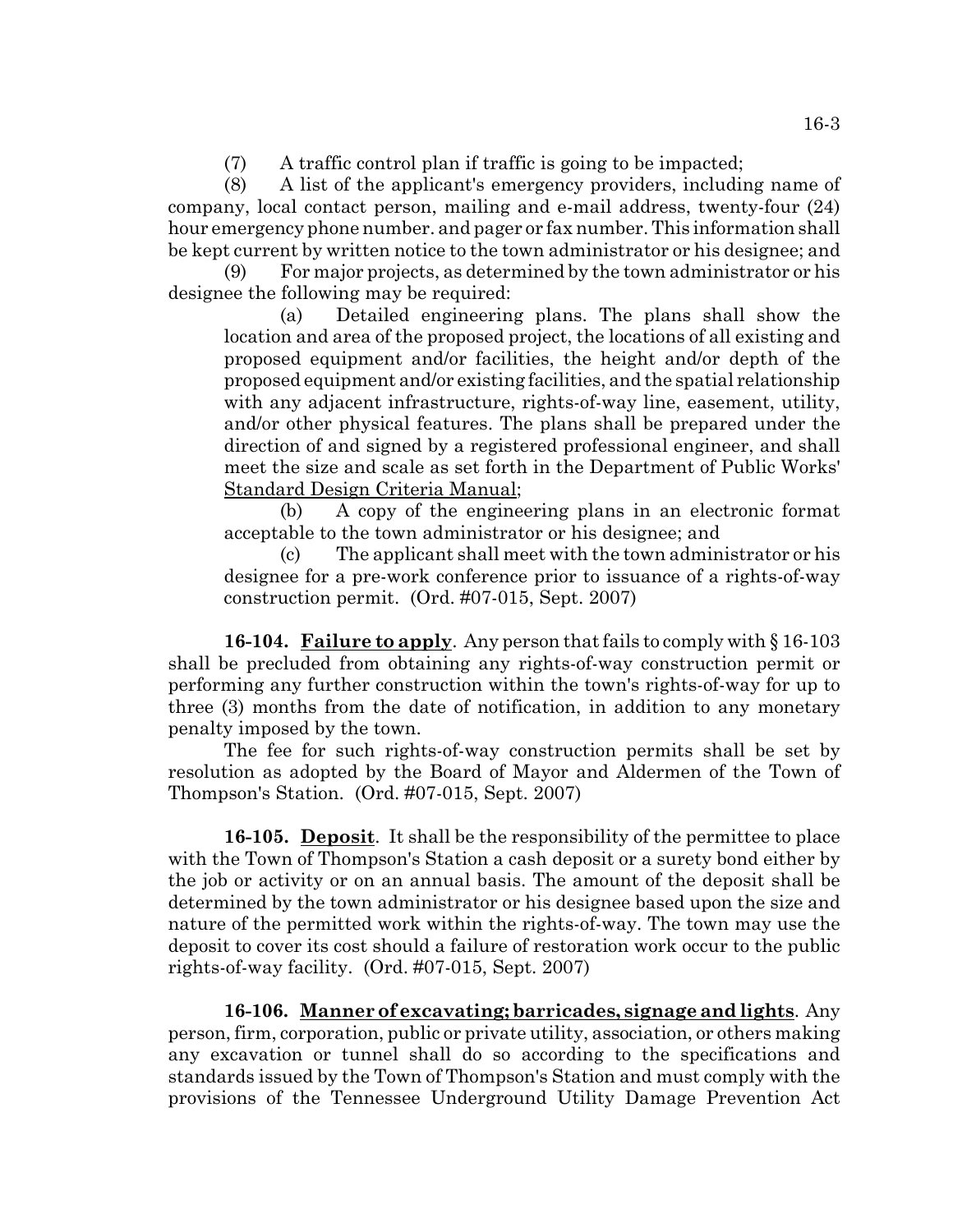(7) A traffic control plan if traffic is going to be impacted;

(8) A list of the applicant's emergency providers, including name of company, local contact person, mailing and e-mail address, twenty-four (24) hour emergency phone number. and pager or fax number. This information shall be kept current by written notice to the town administrator or his designee; and

(9) For major projects, as determined by the town administrator or his designee the following may be required:

(a) Detailed engineering plans. The plans shall show the location and area of the proposed project, the locations of all existing and proposed equipment and/or facilities, the height and/or depth of the proposed equipment and/or existing facilities, and the spatial relationship with any adjacent infrastructure, rights-of-way line, easement, utility, and/or other physical features. The plans shall be prepared under the direction of and signed by a registered professional engineer, and shall meet the size and scale as set forth in the Department of Public Works' Standard Design Criteria Manual;

(b) A copy of the engineering plans in an electronic format acceptable to the town administrator or his designee; and

(c) The applicant shall meet with the town administrator or his designee for a pre-work conference prior to issuance of a rights-of-way construction permit. (Ord. #07-015, Sept. 2007)

**16-104. Failure to apply**. Any person that fails to comply with § 16-103 shall be precluded from obtaining any rights-of-way construction permit or performing any further construction within the town's rights-of-way for up to three (3) months from the date of notification, in addition to any monetary penalty imposed by the town.

The fee for such rights-of-way construction permits shall be set by resolution as adopted by the Board of Mayor and Aldermen of the Town of Thompson's Station. (Ord. #07-015, Sept. 2007)

**16-105. Deposit**. It shall be the responsibility of the permittee to place with the Town of Thompson's Station a cash deposit or a surety bond either by the job or activity or on an annual basis. The amount of the deposit shall be determined by the town administrator or his designee based upon the size and nature of the permitted work within the rights-of-way. The town may use the deposit to cover its cost should a failure of restoration work occur to the public rights-of-way facility. (Ord. #07-015, Sept. 2007)

**16-106. Manner of excavating; barricades, signage and lights**. Any person, firm, corporation, public or private utility, association, or others making any excavation or tunnel shall do so according to the specifications and standards issued by the Town of Thompson's Station and must comply with the provisions of the Tennessee Underground Utility Damage Prevention Act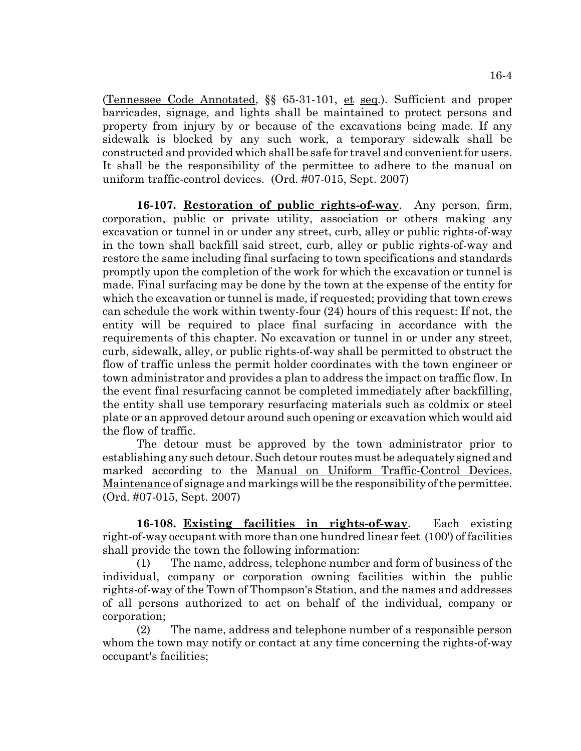(Tennessee Code Annotated, §§ 65-31-101, et seq.). Sufficient and proper barricades, signage, and lights shall be maintained to protect persons and property from injury by or because of the excavations being made. If any sidewalk is blocked by any such work, a temporary sidewalk shall be constructed and provided which shall be safe for travel and convenient for users. It shall be the responsibility of the permittee to adhere to the manual on uniform traffic-control devices. (Ord. #07-015, Sept. 2007)

**16-107. Restoration of public rights-of-way**. Any person, firm, corporation, public or private utility, association or others making any excavation or tunnel in or under any street, curb, alley or public rights-of-way in the town shall backfill said street, curb, alley or public rights-of-way and restore the same including final surfacing to town specifications and standards promptly upon the completion of the work for which the excavation or tunnel is made. Final surfacing may be done by the town at the expense of the entity for which the excavation or tunnel is made, if requested; providing that town crews can schedule the work within twenty-four (24) hours of this request: If not, the entity will be required to place final surfacing in accordance with the requirements of this chapter. No excavation or tunnel in or under any street, curb, sidewalk, alley, or public rights-of-way shall be permitted to obstruct the flow of traffic unless the permit holder coordinates with the town engineer or town administrator and provides a plan to address the impact on traffic flow. In the event final resurfacing cannot be completed immediately after backfilling, the entity shall use temporary resurfacing materials such as coldmix or steel plate or an approved detour around such opening or excavation which would aid the flow of traffic.

The detour must be approved by the town administrator prior to establishing any such detour. Such detour routes must be adequately signed and marked according to the Manual on Uniform Traffic-Control Devices. Maintenance of signage and markings will be the responsibility of the permittee. (Ord. #07-015, Sept. 2007)

**16-108. Existing facilities in rights-of-way**. Each existing right-of-way occupant with more than one hundred linear feet (100') of facilities shall provide the town the following information:

(1) The name, address, telephone number and form of business of the individual, company or corporation owning facilities within the public rights-of-way of the Town of Thompson's Station, and the names and addresses of all persons authorized to act on behalf of the individual, company or corporation;

(2) The name, address and telephone number of a responsible person whom the town may notify or contact at any time concerning the rights-of-way occupant's facilities;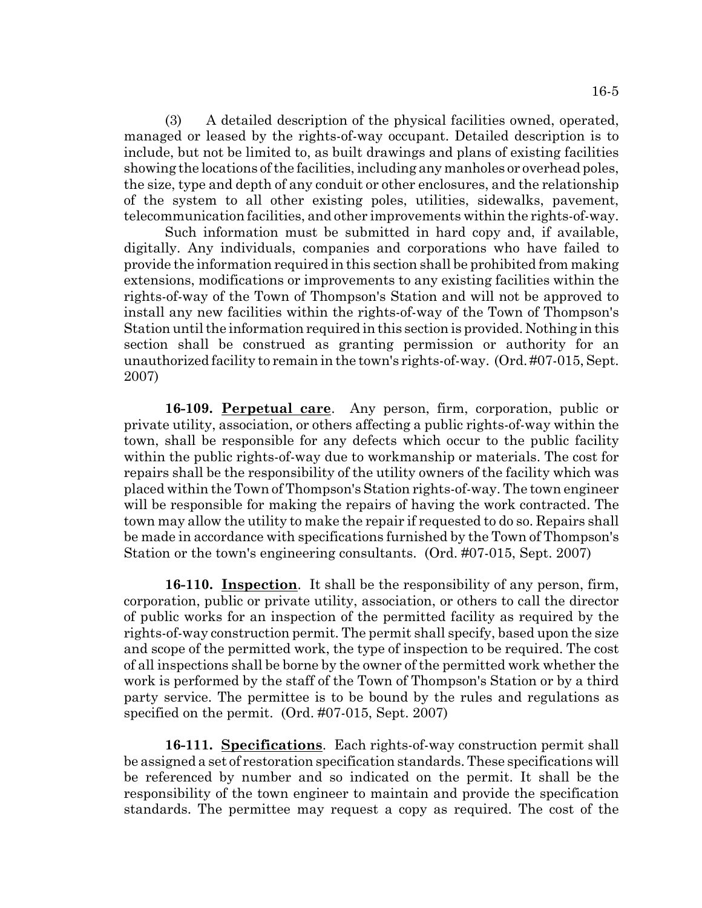(3) A detailed description of the physical facilities owned, operated, managed or leased by the rights-of-way occupant. Detailed description is to include, but not be limited to, as built drawings and plans of existing facilities showing the locations of the facilities, including any manholes or overhead poles, the size, type and depth of any conduit or other enclosures, and the relationship of the system to all other existing poles, utilities, sidewalks, pavement, telecommunication facilities, and other improvements within the rights-of-way.

Such information must be submitted in hard copy and, if available, digitally. Any individuals, companies and corporations who have failed to provide the information required in this section shall be prohibited from making extensions, modifications or improvements to any existing facilities within the rights-of-way of the Town of Thompson's Station and will not be approved to install any new facilities within the rights-of-way of the Town of Thompson's Station until the information required in this section is provided. Nothing in this section shall be construed as granting permission or authority for an unauthorized facility to remain in the town's rights-of-way. (Ord. #07-015, Sept. 2007)

**16-109. Perpetual care**. Any person, firm, corporation, public or private utility, association, or others affecting a public rights-of-way within the town, shall be responsible for any defects which occur to the public facility within the public rights-of-way due to workmanship or materials. The cost for repairs shall be the responsibility of the utility owners of the facility which was placed within the Town of Thompson's Station rights-of-way. The town engineer will be responsible for making the repairs of having the work contracted. The town may allow the utility to make the repair if requested to do so. Repairs shall be made in accordance with specifications furnished by the Town of Thompson's Station or the town's engineering consultants. (Ord. #07-015, Sept. 2007)

**16-110. Inspection**. It shall be the responsibility of any person, firm, corporation, public or private utility, association, or others to call the director of public works for an inspection of the permitted facility as required by the rights-of-way construction permit. The permit shall specify, based upon the size and scope of the permitted work, the type of inspection to be required. The cost of all inspections shall be borne by the owner of the permitted work whether the work is performed by the staff of the Town of Thompson's Station or by a third party service. The permittee is to be bound by the rules and regulations as specified on the permit. (Ord. #07-015, Sept. 2007)

**16-111. Specifications**. Each rights-of-way construction permit shall be assigned a set of restoration specification standards. These specifications will be referenced by number and so indicated on the permit. It shall be the responsibility of the town engineer to maintain and provide the specification standards. The permittee may request a copy as required. The cost of the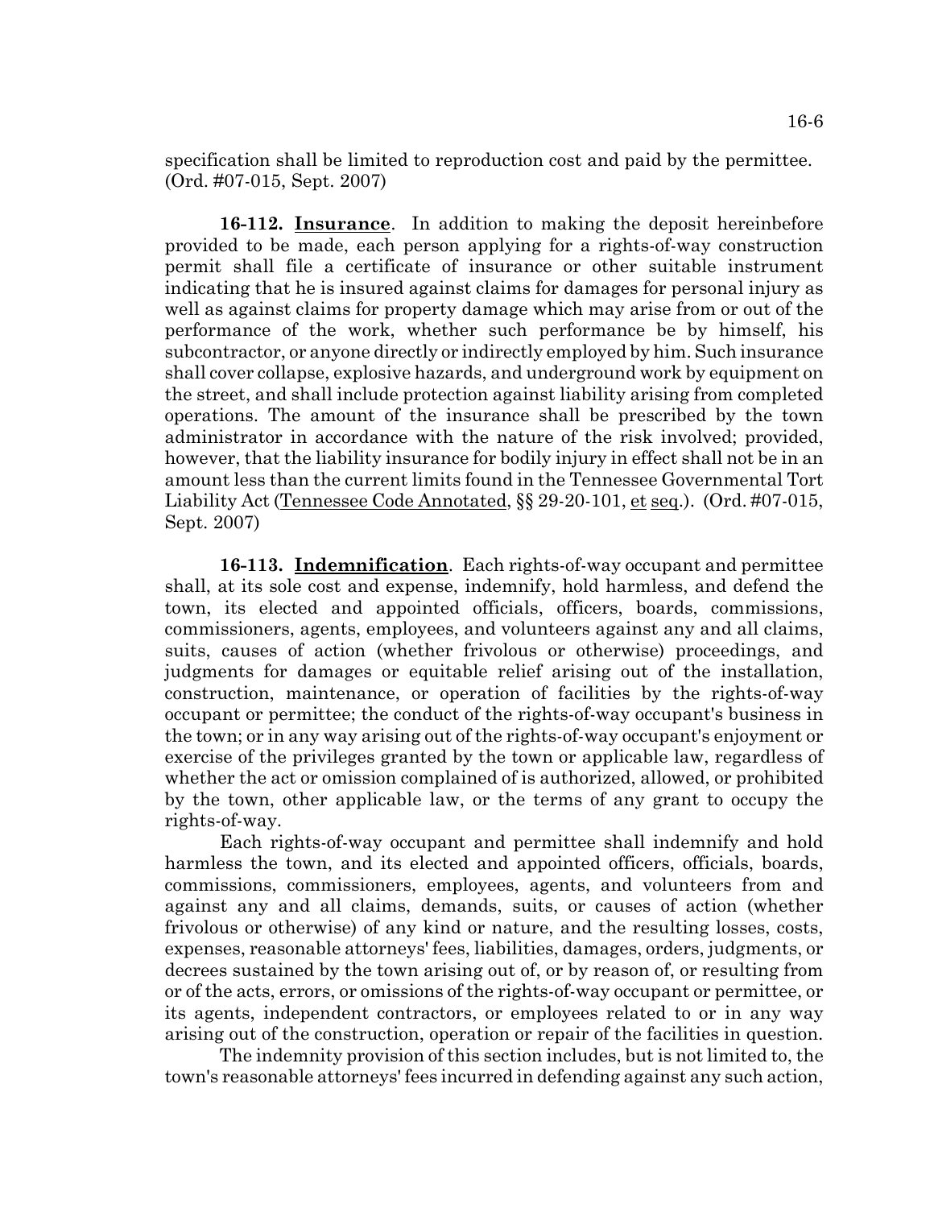specification shall be limited to reproduction cost and paid by the permittee. (Ord. #07-015, Sept. 2007)

**16-112. Insurance**. In addition to making the deposit hereinbefore provided to be made, each person applying for a rights-of-way construction permit shall file a certificate of insurance or other suitable instrument indicating that he is insured against claims for damages for personal injury as well as against claims for property damage which may arise from or out of the performance of the work, whether such performance be by himself, his subcontractor, or anyone directly or indirectly employed by him. Such insurance shall cover collapse, explosive hazards, and underground work by equipment on the street, and shall include protection against liability arising from completed operations. The amount of the insurance shall be prescribed by the town administrator in accordance with the nature of the risk involved; provided, however, that the liability insurance for bodily injury in effect shall not be in an amount less than the current limits found in the Tennessee Governmental Tort Liability Act (Tennessee Code Annotated, §§ 29-20-101, et seq.). (Ord. #07-015, Sept. 2007)

**16-113. Indemnification**. Each rights-of-way occupant and permittee shall, at its sole cost and expense, indemnify, hold harmless, and defend the town, its elected and appointed officials, officers, boards, commissions, commissioners, agents, employees, and volunteers against any and all claims, suits, causes of action (whether frivolous or otherwise) proceedings, and judgments for damages or equitable relief arising out of the installation, construction, maintenance, or operation of facilities by the rights-of-way occupant or permittee; the conduct of the rights-of-way occupant's business in the town; or in any way arising out of the rights-of-way occupant's enjoyment or exercise of the privileges granted by the town or applicable law, regardless of whether the act or omission complained of is authorized, allowed, or prohibited by the town, other applicable law, or the terms of any grant to occupy the rights-of-way.

Each rights-of-way occupant and permittee shall indemnify and hold harmless the town, and its elected and appointed officers, officials, boards, commissions, commissioners, employees, agents, and volunteers from and against any and all claims, demands, suits, or causes of action (whether frivolous or otherwise) of any kind or nature, and the resulting losses, costs, expenses, reasonable attorneys' fees, liabilities, damages, orders, judgments, or decrees sustained by the town arising out of, or by reason of, or resulting from or of the acts, errors, or omissions of the rights-of-way occupant or permittee, or its agents, independent contractors, or employees related to or in any way arising out of the construction, operation or repair of the facilities in question.

The indemnity provision of this section includes, but is not limited to, the town's reasonable attorneys' fees incurred in defending against any such action,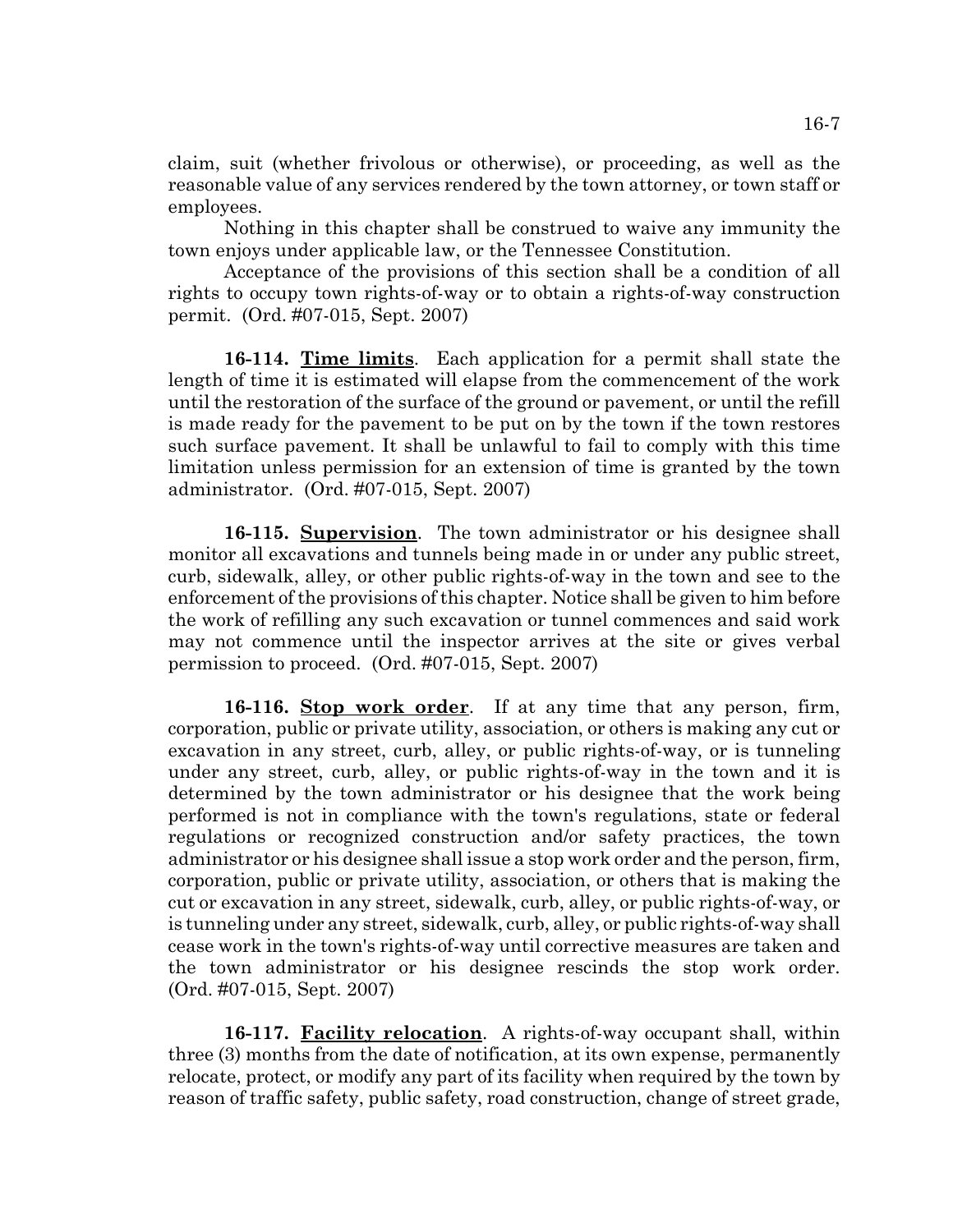claim, suit (whether frivolous or otherwise), or proceeding, as well as the reasonable value of any services rendered by the town attorney, or town staff or employees.

Nothing in this chapter shall be construed to waive any immunity the town enjoys under applicable law, or the Tennessee Constitution.

Acceptance of the provisions of this section shall be a condition of all rights to occupy town rights-of-way or to obtain a rights-of-way construction permit. (Ord. #07-015, Sept. 2007)

**16-114. Time limits**. Each application for a permit shall state the length of time it is estimated will elapse from the commencement of the work until the restoration of the surface of the ground or pavement, or until the refill is made ready for the pavement to be put on by the town if the town restores such surface pavement. It shall be unlawful to fail to comply with this time limitation unless permission for an extension of time is granted by the town administrator. (Ord. #07-015, Sept. 2007)

**16-115. Supervision**. The town administrator or his designee shall monitor all excavations and tunnels being made in or under any public street, curb, sidewalk, alley, or other public rights-of-way in the town and see to the enforcement of the provisions of this chapter. Notice shall be given to him before the work of refilling any such excavation or tunnel commences and said work may not commence until the inspector arrives at the site or gives verbal permission to proceed. (Ord. #07-015, Sept. 2007)

**16-116. Stop work order**. If at any time that any person, firm, corporation, public or private utility, association, or others is making any cut or excavation in any street, curb, alley, or public rights-of-way, or is tunneling under any street, curb, alley, or public rights-of-way in the town and it is determined by the town administrator or his designee that the work being performed is not in compliance with the town's regulations, state or federal regulations or recognized construction and/or safety practices, the town administrator or his designee shall issue a stop work order and the person, firm, corporation, public or private utility, association, or others that is making the cut or excavation in any street, sidewalk, curb, alley, or public rights-of-way, or is tunneling under any street, sidewalk, curb, alley, or public rights-of-way shall cease work in the town's rights-of-way until corrective measures are taken and the town administrator or his designee rescinds the stop work order. (Ord. #07-015, Sept. 2007)

**16-117. Facility relocation**. A rights-of-way occupant shall, within three (3) months from the date of notification, at its own expense, permanently relocate, protect, or modify any part of its facility when required by the town by reason of traffic safety, public safety, road construction, change of street grade,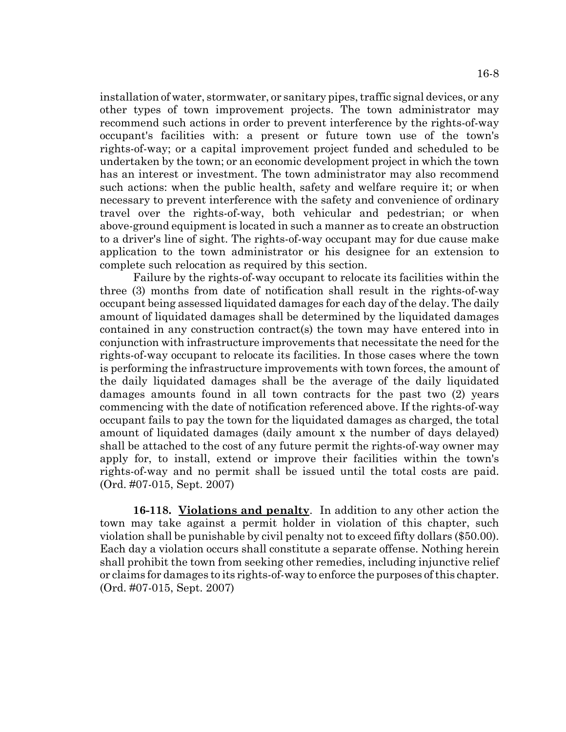installation of water, stormwater, or sanitary pipes, traffic signal devices, or any other types of town improvement projects. The town administrator may recommend such actions in order to prevent interference by the rights-of-way occupant's facilities with: a present or future town use of the town's rights-of-way; or a capital improvement project funded and scheduled to be undertaken by the town; or an economic development project in which the town has an interest or investment. The town administrator may also recommend such actions: when the public health, safety and welfare require it; or when necessary to prevent interference with the safety and convenience of ordinary travel over the rights-of-way, both vehicular and pedestrian; or when above-ground equipment is located in such a manner as to create an obstruction to a driver's line of sight. The rights-of-way occupant may for due cause make application to the town administrator or his designee for an extension to complete such relocation as required by this section.

Failure by the rights-of-way occupant to relocate its facilities within the three (3) months from date of notification shall result in the rights-of-way occupant being assessed liquidated damages for each day of the delay. The daily amount of liquidated damages shall be determined by the liquidated damages contained in any construction contract(s) the town may have entered into in conjunction with infrastructure improvements that necessitate the need for the rights-of-way occupant to relocate its facilities. In those cases where the town is performing the infrastructure improvements with town forces, the amount of the daily liquidated damages shall be the average of the daily liquidated damages amounts found in all town contracts for the past two (2) years commencing with the date of notification referenced above. If the rights-of-way occupant fails to pay the town for the liquidated damages as charged, the total amount of liquidated damages (daily amount x the number of days delayed) shall be attached to the cost of any future permit the rights-of-way owner may apply for, to install, extend or improve their facilities within the town's rights-of-way and no permit shall be issued until the total costs are paid. (Ord. #07-015, Sept. 2007)

**16-118. <u>Violations and penalty</u>**. In addition to any other action the town may take against a permit holder in violation of this chapter, such violation shall be punishable by civil penalty not to exceed fifty dollars ($50.00). Each day a violation occurs shall constitute a separate offense. Nothing herein shall prohibit the town from seeking other remedies, including injunctive relief or claims for damages to its rights-of-way to enforce the purposes of this chapter. (Ord. #07-015, Sept. 2007)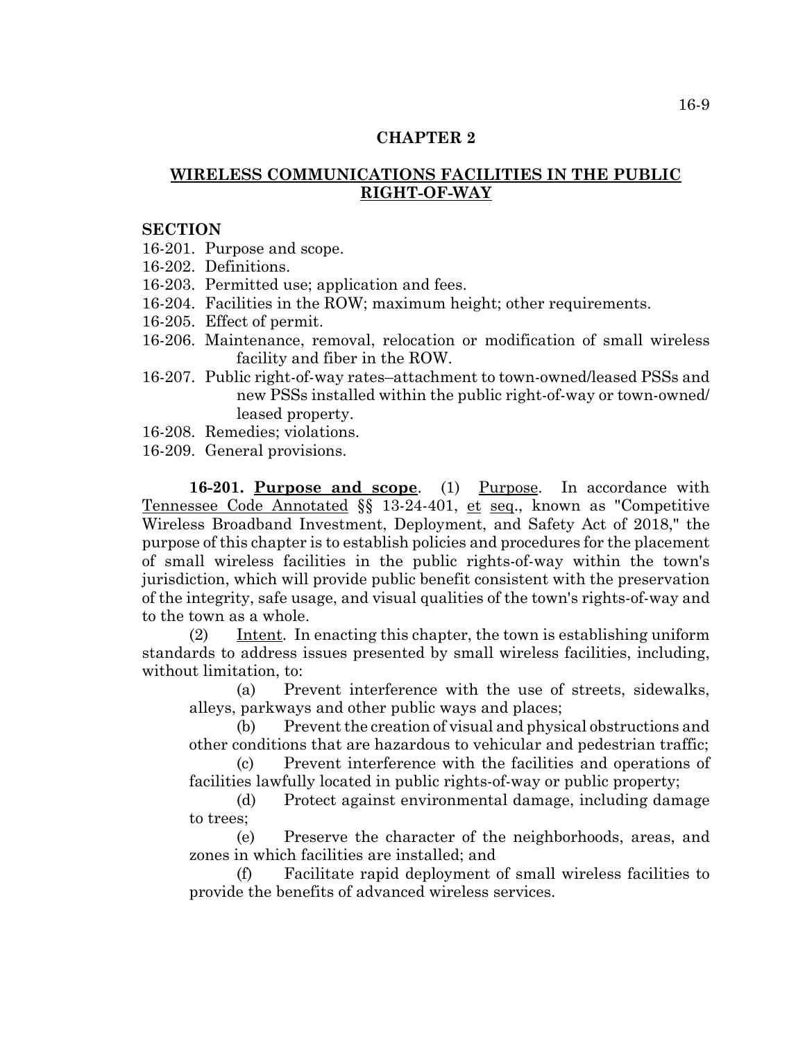## CHAPTER 2

## WIRELESS COMMUNICATIONS FACILITIES IN THE PUBLIC RIGHT-OF-WAY

**SECTION**

16-201. Purpose and scope.
16-202. Definitions.
16-203. Permitted use; application and fees.
16-204. Facilities in the ROW; maximum height; other requirements.
16-205. Effect of permit.
16-206. Maintenance, removal, relocation or modification of small wireless facility and fiber in the ROW.
16-207. Public right-of-way rates–attachment to town-owned/leased PSSs and new PSSs installed within the public right-of-way or town-owned/leased property.
16-208. Remedies; violations.
16-209. General provisions.

**16-201. Purpose and scope**. (1) Purpose. In accordance with Tennessee Code Annotated §§ 13-24-401, et seq., known as "Competitive Wireless Broadband Investment, Deployment, and Safety Act of 2018," the purpose of this chapter is to establish policies and procedures for the placement of small wireless facilities in the public rights-of-way within the town's jurisdiction, which will provide public benefit consistent with the preservation of the integrity, safe usage, and visual qualities of the town's rights-of-way and to the town as a whole.

(2) Intent. In enacting this chapter, the town is establishing uniform standards to address issues presented by small wireless facilities, including, without limitation, to:

(a) Prevent interference with the use of streets, sidewalks, alleys, parkways and other public ways and places;

(b) Prevent the creation of visual and physical obstructions and other conditions that are hazardous to vehicular and pedestrian traffic;

(c) Prevent interference with the facilities and operations of facilities lawfully located in public rights-of-way or public property;

(d) Protect against environmental damage, including damage to trees;

(e) Preserve the character of the neighborhoods, areas, and zones in which facilities are installed; and

(f) Facilitate rapid deployment of small wireless facilities to provide the benefits of advanced wireless services.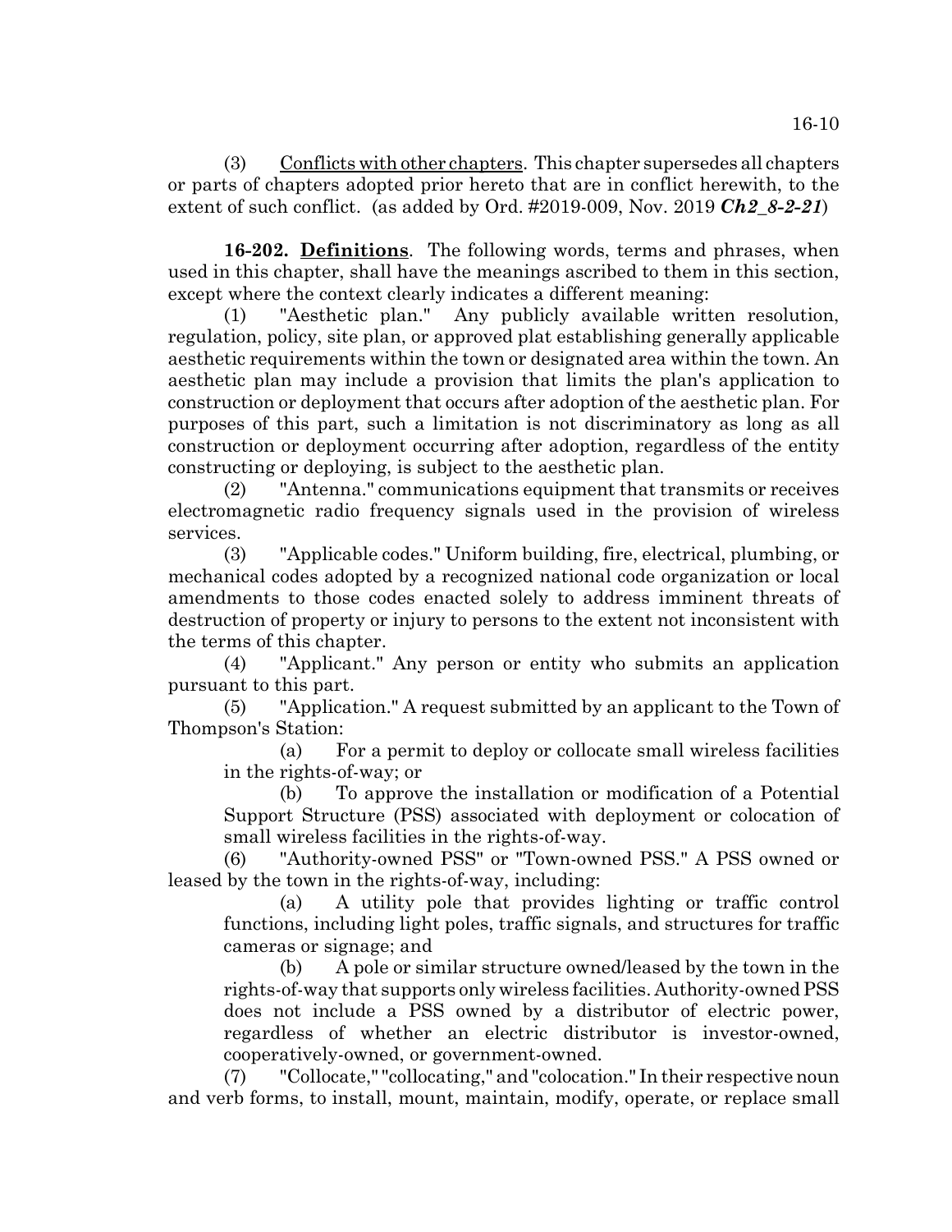(3) Conflicts with other chapters. This chapter supersedes all chapters or parts of chapters adopted prior hereto that are in conflict herewith, to the extent of such conflict. (as added by Ord. #2019-009, Nov. 2019 ***Ch2_8-2-21***)

**16-202. Definitions**. The following words, terms and phrases, when used in this chapter, shall have the meanings ascribed to them in this section, except where the context clearly indicates a different meaning:

(1) "Aesthetic plan." Any publicly available written resolution, regulation, policy, site plan, or approved plat establishing generally applicable aesthetic requirements within the town or designated area within the town. An aesthetic plan may include a provision that limits the plan's application to construction or deployment that occurs after adoption of the aesthetic plan. For purposes of this part, such a limitation is not discriminatory as long as all construction or deployment occurring after adoption, regardless of the entity constructing or deploying, is subject to the aesthetic plan.

(2) "Antenna." communications equipment that transmits or receives electromagnetic radio frequency signals used in the provision of wireless services.

(3) "Applicable codes." Uniform building, fire, electrical, plumbing, or mechanical codes adopted by a recognized national code organization or local amendments to those codes enacted solely to address imminent threats of destruction of property or injury to persons to the extent not inconsistent with the terms of this chapter.

(4) "Applicant." Any person or entity who submits an application pursuant to this part.

(5) "Application." A request submitted by an applicant to the Town of Thompson's Station:

(a) For a permit to deploy or collocate small wireless facilities in the rights-of-way; or

(b) To approve the installation or modification of a Potential Support Structure (PSS) associated with deployment or colocation of small wireless facilities in the rights-of-way.

(6) "Authority-owned PSS" or "Town-owned PSS." A PSS owned or leased by the town in the rights-of-way, including:

(a) A utility pole that provides lighting or traffic control functions, including light poles, traffic signals, and structures for traffic cameras or signage; and

(b) A pole or similar structure owned/leased by the town in the rights-of-way that supports only wireless facilities. Authority-owned PSS does not include a PSS owned by a distributor of electric power, regardless of whether an electric distributor is investor-owned, cooperatively-owned, or government-owned.

(7) "Collocate," "collocating," and "colocation." In their respective noun and verb forms, to install, mount, maintain, modify, operate, or replace small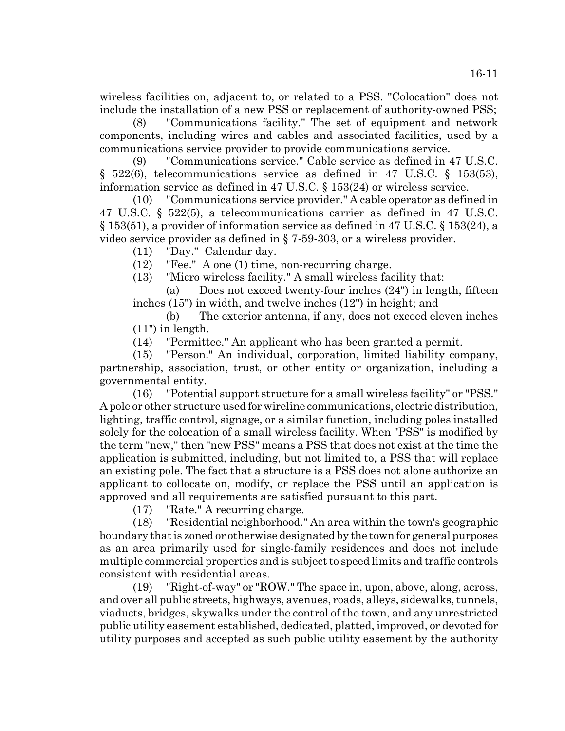wireless facilities on, adjacent to, or related to a PSS. "Colocation" does not include the installation of a new PSS or replacement of authority-owned PSS;

(8) "Communications facility." The set of equipment and network components, including wires and cables and associated facilities, used by a communications service provider to provide communications service.

(9) "Communications service." Cable service as defined in 47 U.S.C. § 522(6), telecommunications service as defined in 47 U.S.C. § 153(53), information service as defined in 47 U.S.C. § 153(24) or wireless service.

(10) "Communications service provider." A cable operator as defined in 47 U.S.C. § 522(5), a telecommunications carrier as defined in 47 U.S.C. § 153(51), a provider of information service as defined in 47 U.S.C. § 153(24), a video service provider as defined in § 7-59-303, or a wireless provider.

(11) "Day." Calendar day.

(12) "Fee." A one (1) time, non-recurring charge.

(13) "Micro wireless facility." A small wireless facility that:

(a) Does not exceed twenty-four inches (24") in length, fifteen inches (15") in width, and twelve inches (12") in height; and

(b) The exterior antenna, if any, does not exceed eleven inches (11") in length.

(14) "Permittee." An applicant who has been granted a permit.

(15) "Person." An individual, corporation, limited liability company, partnership, association, trust, or other entity or organization, including a governmental entity.

(16) "Potential support structure for a small wireless facility" or "PSS." A pole or other structure used for wireline communications, electric distribution, lighting, traffic control, signage, or a similar function, including poles installed solely for the colocation of a small wireless facility. When "PSS" is modified by the term "new," then "new PSS" means a PSS that does not exist at the time the application is submitted, including, but not limited to, a PSS that will replace an existing pole. The fact that a structure is a PSS does not alone authorize an applicant to collocate on, modify, or replace the PSS until an application is approved and all requirements are satisfied pursuant to this part.

(17) "Rate." A recurring charge.

(18) "Residential neighborhood." An area within the town's geographic boundary that is zoned or otherwise designated by the town for general purposes as an area primarily used for single-family residences and does not include multiple commercial properties and is subject to speed limits and traffic controls consistent with residential areas.

(19) "Right-of-way" or "ROW." The space in, upon, above, along, across, and over all public streets, highways, avenues, roads, alleys, sidewalks, tunnels, viaducts, bridges, skywalks under the control of the town, and any unrestricted public utility easement established, dedicated, platted, improved, or devoted for utility purposes and accepted as such public utility easement by the authority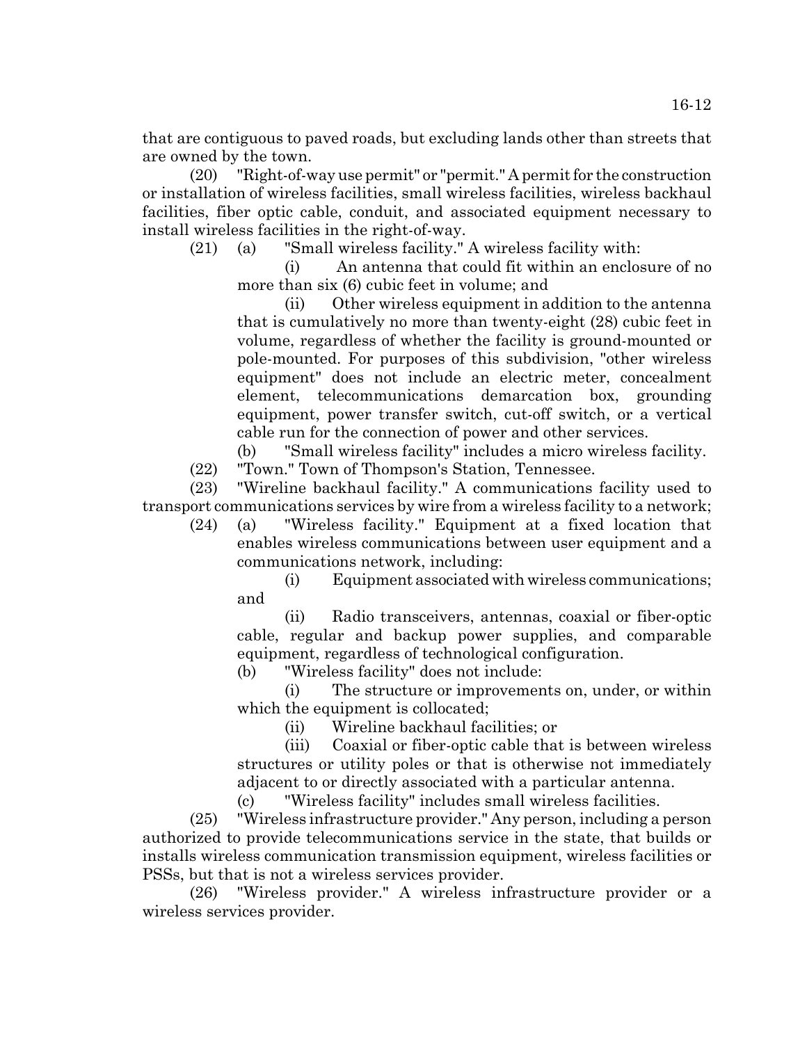that are contiguous to paved roads, but excluding lands other than streets that are owned by the town.

(20) "Right-of-way use permit" or "permit." A permit for the construction or installation of wireless facilities, small wireless facilities, wireless backhaul facilities, fiber optic cable, conduit, and associated equipment necessary to install wireless facilities in the right-of-way.

(21) (a) "Small wireless facility." A wireless facility with:

(i) An antenna that could fit within an enclosure of no more than six (6) cubic feet in volume; and

(ii) Other wireless equipment in addition to the antenna that is cumulatively no more than twenty-eight (28) cubic feet in volume, regardless of whether the facility is ground-mounted or pole-mounted. For purposes of this subdivision, "other wireless equipment" does not include an electric meter, concealment element, telecommunications demarcation box, grounding equipment, power transfer switch, cut-off switch, or a vertical cable run for the connection of power and other services.

(b) "Small wireless facility" includes a micro wireless facility.

(22) "Town." Town of Thompson's Station, Tennessee.

(23) "Wireline backhaul facility." A communications facility used to transport communications services by wire from a wireless facility to a network;

(24) (a) "Wireless facility." Equipment at a fixed location that enables wireless communications between user equipment and a communications network, including:

(i) Equipment associated with wireless communications; and

(ii) Radio transceivers, antennas, coaxial or fiber-optic cable, regular and backup power supplies, and comparable equipment, regardless of technological configuration.

(b) "Wireless facility" does not include:

(i) The structure or improvements on, under, or within which the equipment is collocated;

(ii) Wireline backhaul facilities; or

(iii) Coaxial or fiber-optic cable that is between wireless structures or utility poles or that is otherwise not immediately adjacent to or directly associated with a particular antenna.

(c) "Wireless facility" includes small wireless facilities.

(25) "Wireless infrastructure provider." Any person, including a person authorized to provide telecommunications service in the state, that builds or installs wireless communication transmission equipment, wireless facilities or PSSs, but that is not a wireless services provider.

(26) "Wireless provider." A wireless infrastructure provider or a wireless services provider.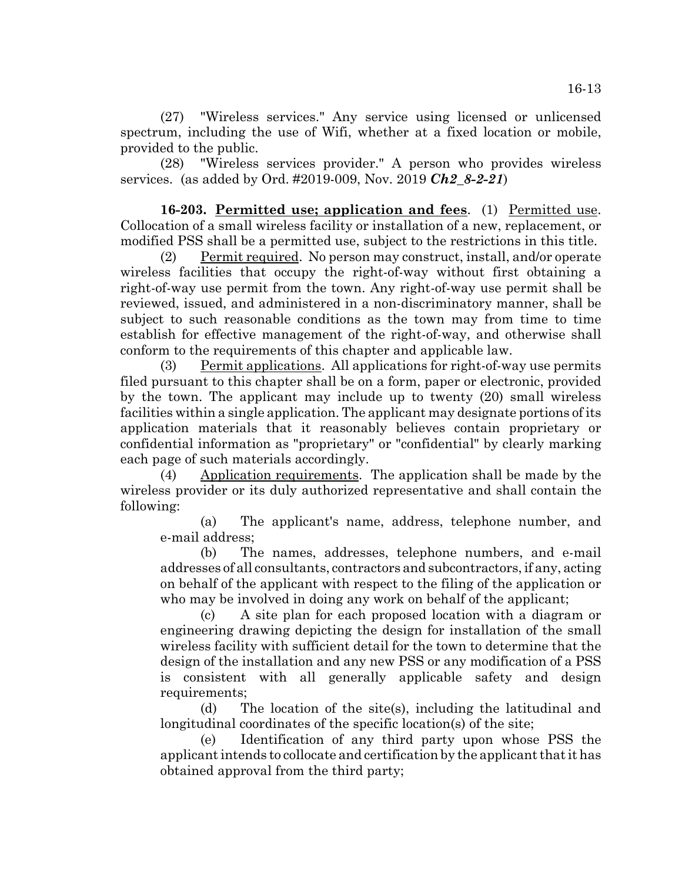(27) "Wireless services." Any service using licensed or unlicensed spectrum, including the use of Wifi, whether at a fixed location or mobile, provided to the public.

(28) "Wireless services provider." A person who provides wireless services. (as added by Ord. #2019-009, Nov. 2019 ***Ch2_8-2-21***)

**16-203. <u>Permitted use; application and fees</u>.** (1) <u>Permitted use</u>. Collocation of a small wireless facility or installation of a new, replacement, or modified PSS shall be a permitted use, subject to the restrictions in this title.

(2) <u>Permit required</u>. No person may construct, install, and/or operate wireless facilities that occupy the right-of-way without first obtaining a right-of-way use permit from the town. Any right-of-way use permit shall be reviewed, issued, and administered in a non-discriminatory manner, shall be subject to such reasonable conditions as the town may from time to time establish for effective management of the right-of-way, and otherwise shall conform to the requirements of this chapter and applicable law.

(3) <u>Permit applications</u>. All applications for right-of-way use permits filed pursuant to this chapter shall be on a form, paper or electronic, provided by the town. The applicant may include up to twenty (20) small wireless facilities within a single application. The applicant may designate portions of its application materials that it reasonably believes contain proprietary or confidential information as "proprietary" or "confidential" by clearly marking each page of such materials accordingly.

(4) <u>Application requirements</u>. The application shall be made by the wireless provider or its duly authorized representative and shall contain the following:

(a) The applicant's name, address, telephone number, and e-mail address;

(b) The names, addresses, telephone numbers, and e-mail addresses of all consultants, contractors and subcontractors, if any, acting on behalf of the applicant with respect to the filing of the application or who may be involved in doing any work on behalf of the applicant;

(c) A site plan for each proposed location with a diagram or engineering drawing depicting the design for installation of the small wireless facility with sufficient detail for the town to determine that the design of the installation and any new PSS or any modification of a PSS is consistent with all generally applicable safety and design requirements;

(d) The location of the site(s), including the latitudinal and longitudinal coordinates of the specific location(s) of the site;

(e) Identification of any third party upon whose PSS the applicant intends to collocate and certification by the applicant that it has obtained approval from the third party;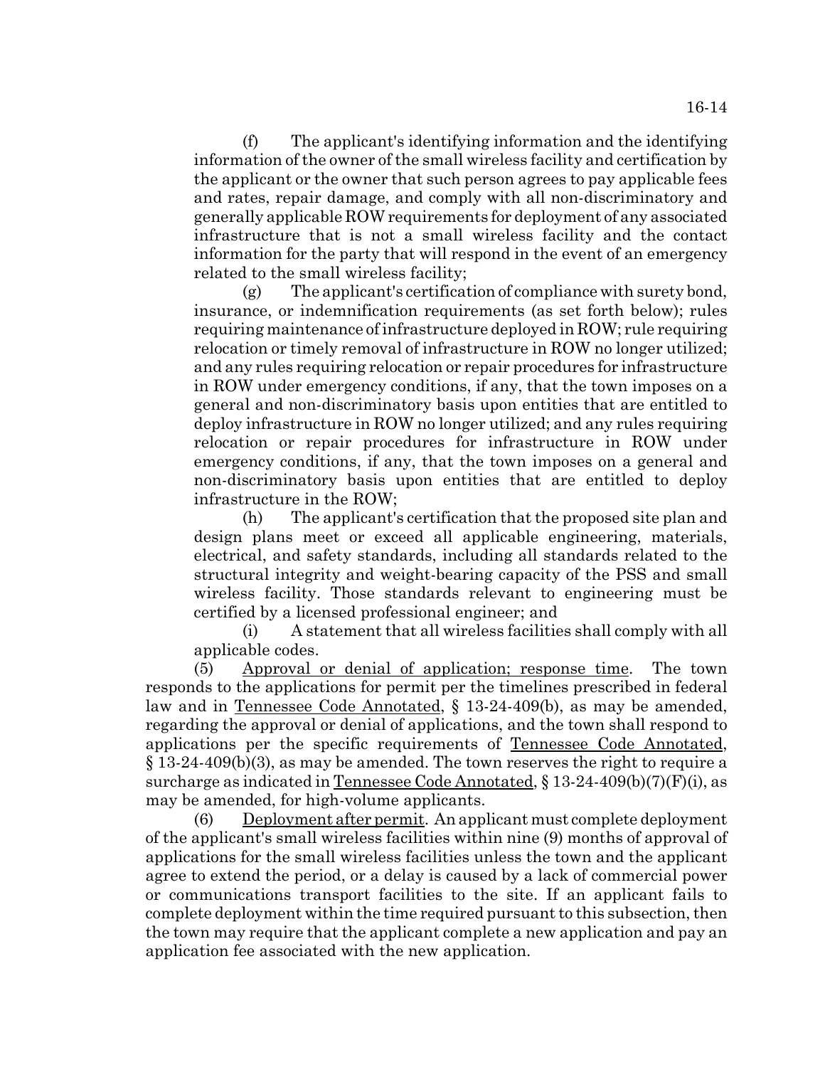(f) The applicant's identifying information and the identifying information of the owner of the small wireless facility and certification by the applicant or the owner that such person agrees to pay applicable fees and rates, repair damage, and comply with all non-discriminatory and generally applicable ROW requirements for deployment of any associated infrastructure that is not a small wireless facility and the contact information for the party that will respond in the event of an emergency related to the small wireless facility;

(g) The applicant's certification of compliance with surety bond, insurance, or indemnification requirements (as set forth below); rules requiring maintenance of infrastructure deployed in ROW; rule requiring relocation or timely removal of infrastructure in ROW no longer utilized; and any rules requiring relocation or repair procedures for infrastructure in ROW under emergency conditions, if any, that the town imposes on a general and non-discriminatory basis upon entities that are entitled to deploy infrastructure in ROW no longer utilized; and any rules requiring relocation or repair procedures for infrastructure in ROW under emergency conditions, if any, that the town imposes on a general and non-discriminatory basis upon entities that are entitled to deploy infrastructure in the ROW;

(h) The applicant's certification that the proposed site plan and design plans meet or exceed all applicable engineering, materials, electrical, and safety standards, including all standards related to the structural integrity and weight-bearing capacity of the PSS and small wireless facility. Those standards relevant to engineering must be certified by a licensed professional engineer; and

(i) A statement that all wireless facilities shall comply with all applicable codes.

(5) Approval or denial of application; response time. The town responds to the applications for permit per the timelines prescribed in federal law and in Tennessee Code Annotated, § 13-24-409(b), as may be amended, regarding the approval or denial of applications, and the town shall respond to applications per the specific requirements of Tennessee Code Annotated, § 13-24-409(b)(3), as may be amended. The town reserves the right to require a surcharge as indicated in Tennessee Code Annotated, § 13-24-409(b)(7)(F)(i), as may be amended, for high-volume applicants.

(6) Deployment after permit. An applicant must complete deployment of the applicant's small wireless facilities within nine (9) months of approval of applications for the small wireless facilities unless the town and the applicant agree to extend the period, or a delay is caused by a lack of commercial power or communications transport facilities to the site. If an applicant fails to complete deployment within the time required pursuant to this subsection, then the town may require that the applicant complete a new application and pay an application fee associated with the new application.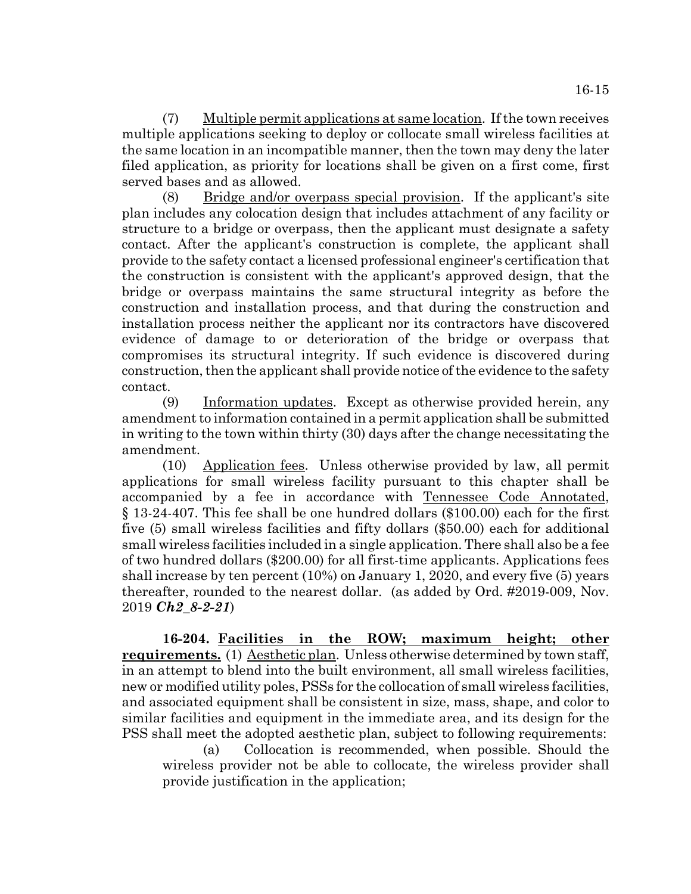(7) Multiple permit applications at same location. If the town receives multiple applications seeking to deploy or collocate small wireless facilities at the same location in an incompatible manner, then the town may deny the later filed application, as priority for locations shall be given on a first come, first served bases and as allowed.

(8) Bridge and/or overpass special provision. If the applicant's site plan includes any colocation design that includes attachment of any facility or structure to a bridge or overpass, then the applicant must designate a safety contact. After the applicant's construction is complete, the applicant shall provide to the safety contact a licensed professional engineer's certification that the construction is consistent with the applicant's approved design, that the bridge or overpass maintains the same structural integrity as before the construction and installation process, and that during the construction and installation process neither the applicant nor its contractors have discovered evidence of damage to or deterioration of the bridge or overpass that compromises its structural integrity. If such evidence is discovered during construction, then the applicant shall provide notice of the evidence to the safety contact.

(9) Information updates. Except as otherwise provided herein, any amendment to information contained in a permit application shall be submitted in writing to the town within thirty (30) days after the change necessitating the amendment.

(10) Application fees. Unless otherwise provided by law, all permit applications for small wireless facility pursuant to this chapter shall be accompanied by a fee in accordance with Tennessee Code Annotated, § 13-24-407. This fee shall be one hundred dollars ($100.00) each for the first five (5) small wireless facilities and fifty dollars ($50.00) each for additional small wireless facilities included in a single application. There shall also be a fee of two hundred dollars ($200.00) for all first-time applicants. Applications fees shall increase by ten percent (10%) on January 1, 2020, and every five (5) years thereafter, rounded to the nearest dollar. (as added by Ord. #2019-009, Nov. 2019 ***Ch2_8-2-21***)

**16-204. Facilities in the ROW; maximum height; other requirements.** (1) Aesthetic plan. Unless otherwise determined by town staff, in an attempt to blend into the built environment, all small wireless facilities, new or modified utility poles, PSSs for the collocation of small wireless facilities, and associated equipment shall be consistent in size, mass, shape, and color to similar facilities and equipment in the immediate area, and its design for the PSS shall meet the adopted aesthetic plan, subject to following requirements:

(a) Collocation is recommended, when possible. Should the wireless provider not be able to collocate, the wireless provider shall provide justification in the application;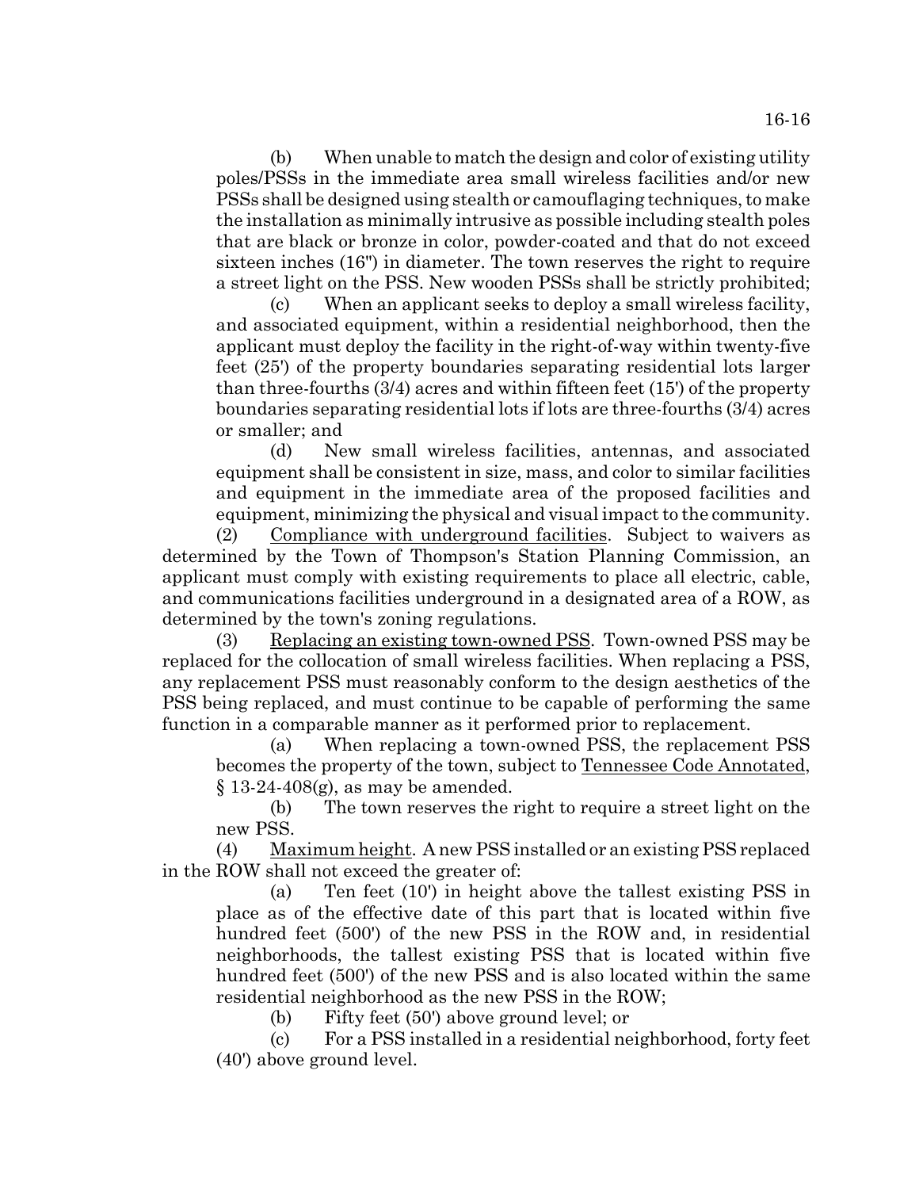(b) When unable to match the design and color of existing utility poles/PSSs in the immediate area small wireless facilities and/or new PSSs shall be designed using stealth or camouflaging techniques, to make the installation as minimally intrusive as possible including stealth poles that are black or bronze in color, powder-coated and that do not exceed sixteen inches (16") in diameter. The town reserves the right to require a street light on the PSS. New wooden PSSs shall be strictly prohibited;

(c) When an applicant seeks to deploy a small wireless facility, and associated equipment, within a residential neighborhood, then the applicant must deploy the facility in the right-of-way within twenty-five feet (25') of the property boundaries separating residential lots larger than three-fourths (3/4) acres and within fifteen feet (15') of the property boundaries separating residential lots if lots are three-fourths (3/4) acres or smaller; and

(d) New small wireless facilities, antennas, and associated equipment shall be consistent in size, mass, and color to similar facilities and equipment in the immediate area of the proposed facilities and equipment, minimizing the physical and visual impact to the community.

(2) Compliance with underground facilities. Subject to waivers as determined by the Town of Thompson's Station Planning Commission, an applicant must comply with existing requirements to place all electric, cable, and communications facilities underground in a designated area of a ROW, as determined by the town's zoning regulations.

(3) Replacing an existing town-owned PSS. Town-owned PSS may be replaced for the collocation of small wireless facilities. When replacing a PSS, any replacement PSS must reasonably conform to the design aesthetics of the PSS being replaced, and must continue to be capable of performing the same function in a comparable manner as it performed prior to replacement.

(a) When replacing a town-owned PSS, the replacement PSS becomes the property of the town, subject to Tennessee Code Annotated, § 13-24-408(g), as may be amended.

(b) The town reserves the right to require a street light on the new PSS.

(4) Maximum height. A new PSS installed or an existing PSS replaced in the ROW shall not exceed the greater of:

(a) Ten feet (10') in height above the tallest existing PSS in place as of the effective date of this part that is located within five hundred feet (500') of the new PSS in the ROW and, in residential neighborhoods, the tallest existing PSS that is located within five hundred feet (500') of the new PSS and is also located within the same residential neighborhood as the new PSS in the ROW;

(b) Fifty feet (50') above ground level; or

(c) For a PSS installed in a residential neighborhood, forty feet (40') above ground level.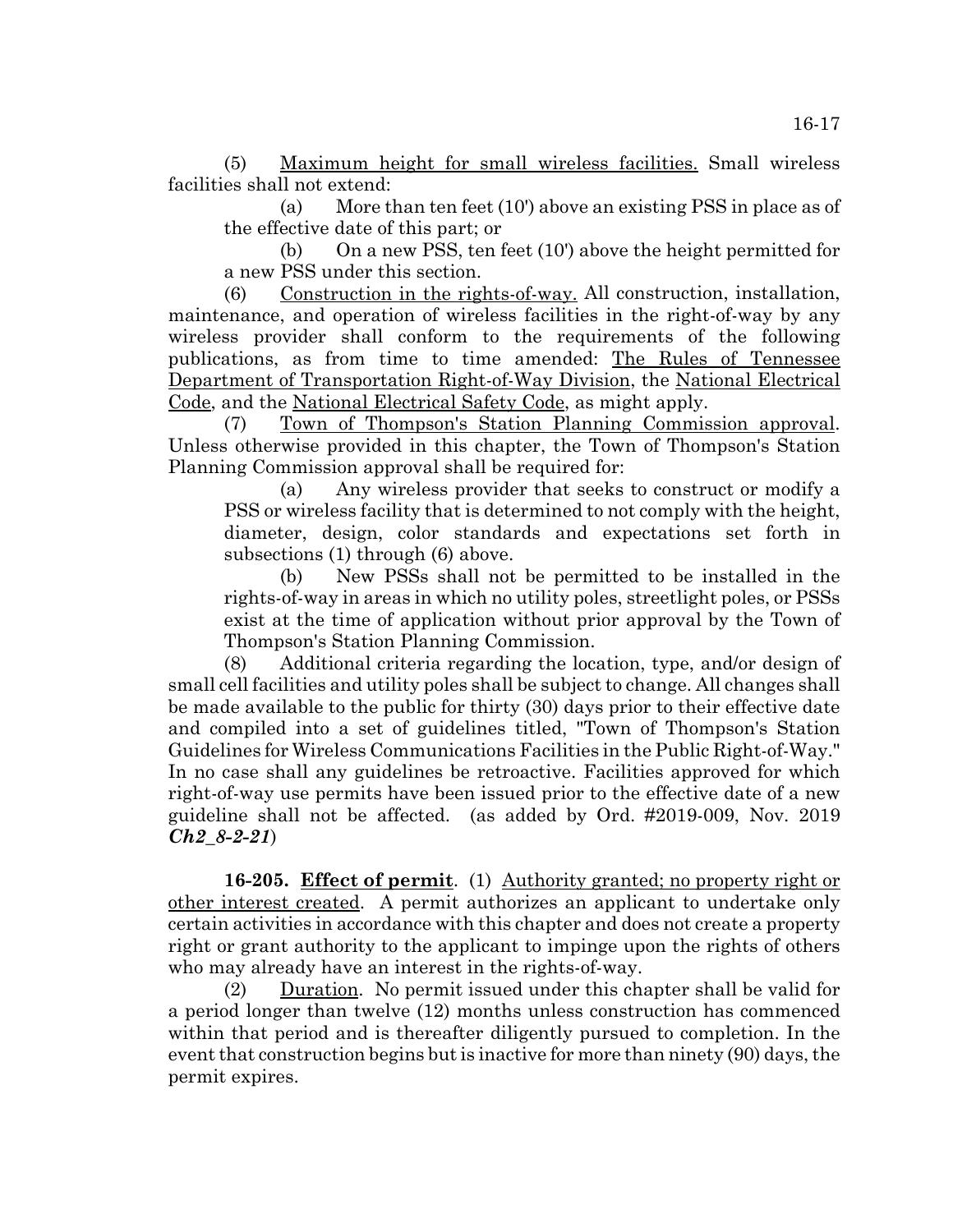(5) Maximum height for small wireless facilities. Small wireless facilities shall not extend:

(a) More than ten feet (10') above an existing PSS in place as of the effective date of this part; or

(b) On a new PSS, ten feet (10') above the height permitted for a new PSS under this section.

(6) Construction in the rights-of-way. All construction, installation, maintenance, and operation of wireless facilities in the right-of-way by any wireless provider shall conform to the requirements of the following publications, as from time to time amended: The Rules of Tennessee Department of Transportation Right-of-Way Division, the National Electrical Code, and the National Electrical Safety Code, as might apply.

(7) Town of Thompson's Station Planning Commission approval. Unless otherwise provided in this chapter, the Town of Thompson's Station Planning Commission approval shall be required for:

(a) Any wireless provider that seeks to construct or modify a PSS or wireless facility that is determined to not comply with the height, diameter, design, color standards and expectations set forth in subsections (1) through (6) above.

(b) New PSSs shall not be permitted to be installed in the rights-of-way in areas in which no utility poles, streetlight poles, or PSSs exist at the time of application without prior approval by the Town of Thompson's Station Planning Commission.

(8) Additional criteria regarding the location, type, and/or design of small cell facilities and utility poles shall be subject to change. All changes shall be made available to the public for thirty (30) days prior to their effective date and compiled into a set of guidelines titled, "Town of Thompson's Station Guidelines for Wireless Communications Facilities in the Public Right-of-Way." In no case shall any guidelines be retroactive. Facilities approved for which right-of-way use permits have been issued prior to the effective date of a new guideline shall not be affected. (as added by Ord. #2019-009, Nov. 2019 ***Ch2_8-2-21***)

**16-205. Effect of permit**. (1) Authority granted; no property right or other interest created. A permit authorizes an applicant to undertake only certain activities in accordance with this chapter and does not create a property right or grant authority to the applicant to impinge upon the rights of others who may already have an interest in the rights-of-way.

(2) Duration. No permit issued under this chapter shall be valid for a period longer than twelve (12) months unless construction has commenced within that period and is thereafter diligently pursued to completion. In the event that construction begins but is inactive for more than ninety (90) days, the permit expires.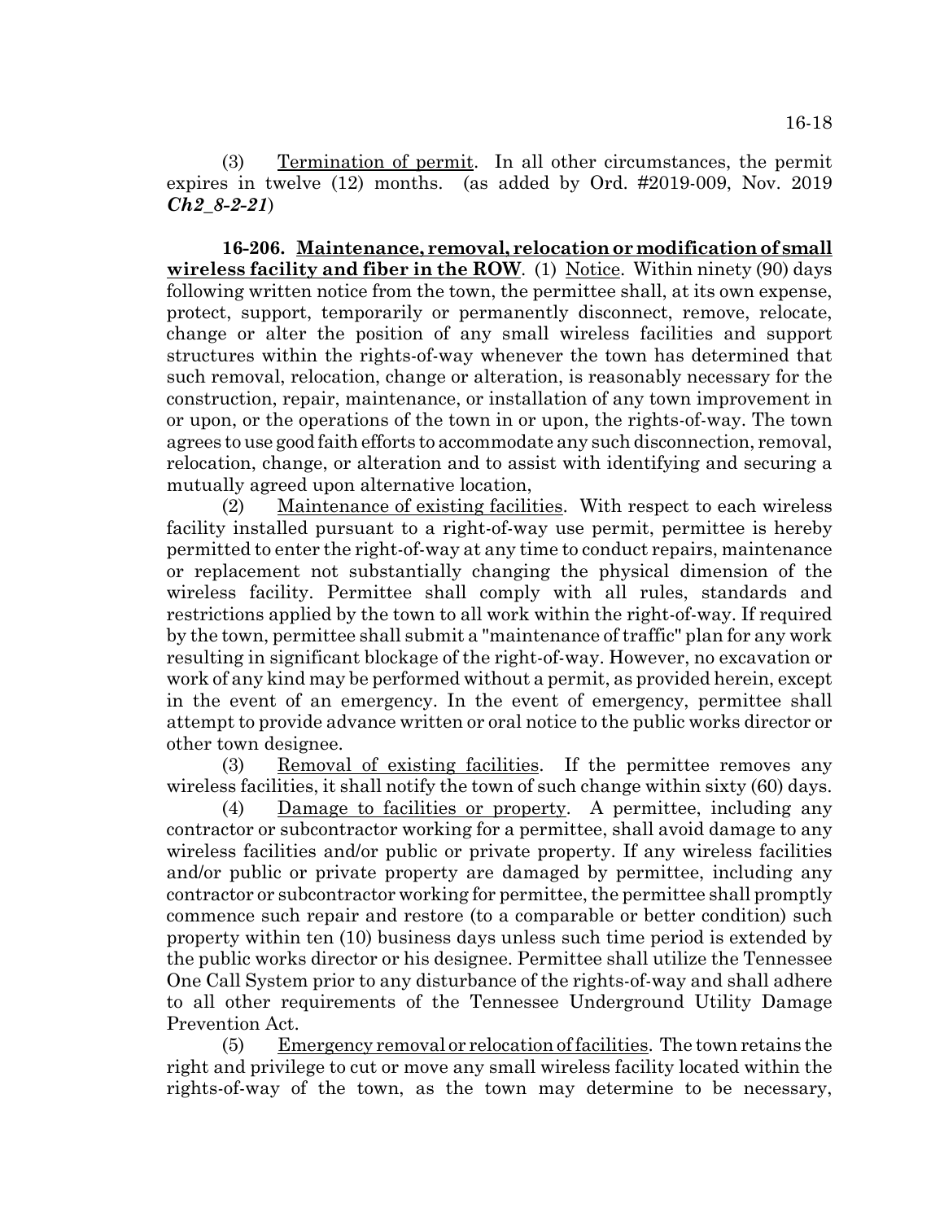(3) Termination of permit. In all other circumstances, the permit expires in twelve (12) months. (as added by Ord. #2019-009, Nov. 2019 ***Ch2_8-2-21***)

**16-206. Maintenance, removal, relocation or modification of small wireless facility and fiber in the ROW**. (1) Notice. Within ninety (90) days following written notice from the town, the permittee shall, at its own expense, protect, support, temporarily or permanently disconnect, remove, relocate, change or alter the position of any small wireless facilities and support structures within the rights-of-way whenever the town has determined that such removal, relocation, change or alteration, is reasonably necessary for the construction, repair, maintenance, or installation of any town improvement in or upon, or the operations of the town in or upon, the rights-of-way. The town agrees to use good faith efforts to accommodate any such disconnection, removal, relocation, change, or alteration and to assist with identifying and securing a mutually agreed upon alternative location,

(2) Maintenance of existing facilities. With respect to each wireless facility installed pursuant to a right-of-way use permit, permittee is hereby permitted to enter the right-of-way at any time to conduct repairs, maintenance or replacement not substantially changing the physical dimension of the wireless facility. Permittee shall comply with all rules, standards and restrictions applied by the town to all work within the right-of-way. If required by the town, permittee shall submit a "maintenance of traffic" plan for any work resulting in significant blockage of the right-of-way. However, no excavation or work of any kind may be performed without a permit, as provided herein, except in the event of an emergency. In the event of emergency, permittee shall attempt to provide advance written or oral notice to the public works director or other town designee.

(3) Removal of existing facilities. If the permittee removes any wireless facilities, it shall notify the town of such change within sixty (60) days.

(4) Damage to facilities or property. A permittee, including any contractor or subcontractor working for a permittee, shall avoid damage to any wireless facilities and/or public or private property. If any wireless facilities and/or public or private property are damaged by permittee, including any contractor or subcontractor working for permittee, the permittee shall promptly commence such repair and restore (to a comparable or better condition) such property within ten (10) business days unless such time period is extended by the public works director or his designee. Permittee shall utilize the Tennessee One Call System prior to any disturbance of the rights-of-way and shall adhere to all other requirements of the Tennessee Underground Utility Damage Prevention Act.

(5) Emergency removal or relocation of facilities. The town retains the right and privilege to cut or move any small wireless facility located within the rights-of-way of the town, as the town may determine to be necessary,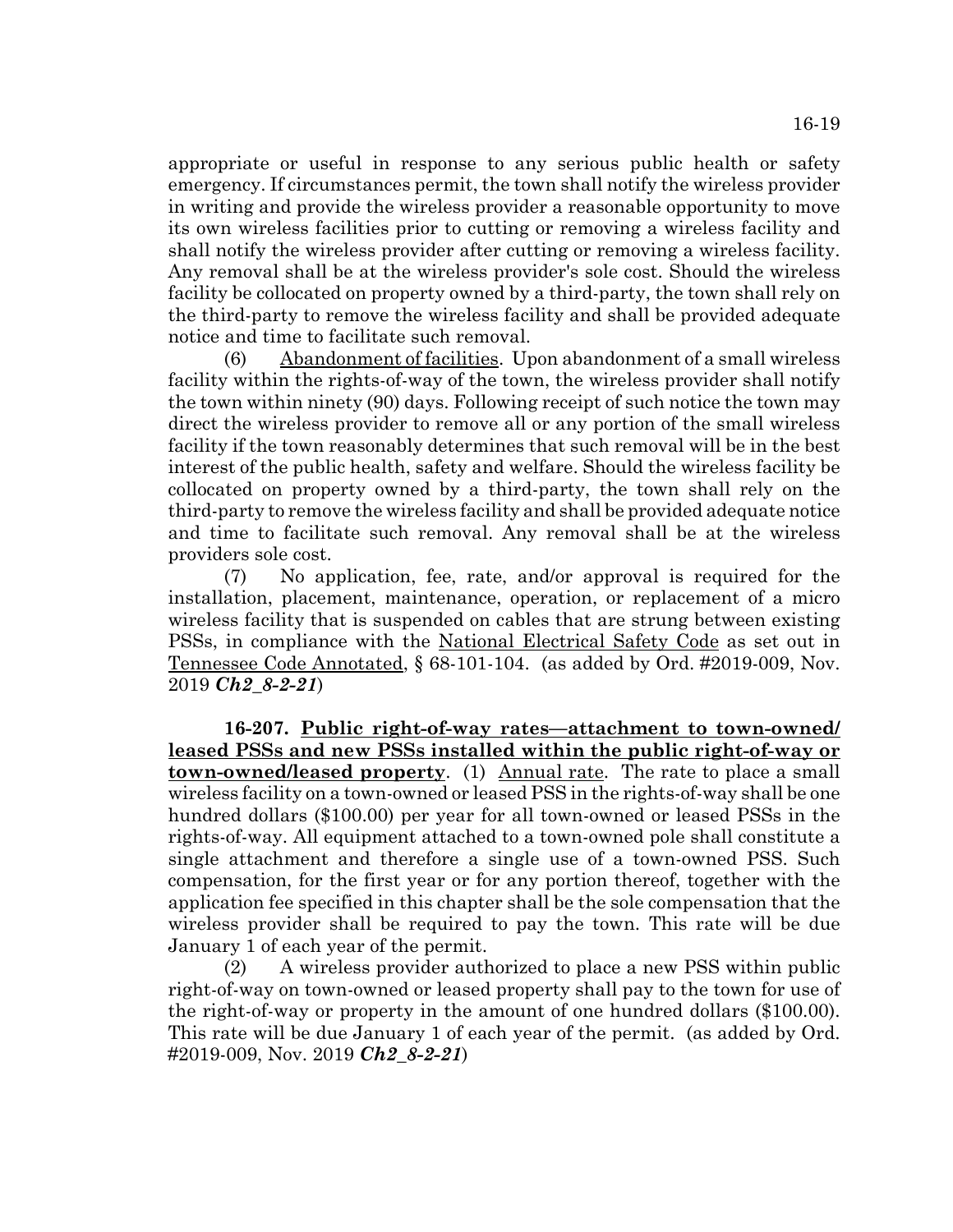appropriate or useful in response to any serious public health or safety emergency. If circumstances permit, the town shall notify the wireless provider in writing and provide the wireless provider a reasonable opportunity to move its own wireless facilities prior to cutting or removing a wireless facility and shall notify the wireless provider after cutting or removing a wireless facility. Any removal shall be at the wireless provider's sole cost. Should the wireless facility be collocated on property owned by a third-party, the town shall rely on the third-party to remove the wireless facility and shall be provided adequate notice and time to facilitate such removal.

(6) Abandonment of facilities. Upon abandonment of a small wireless facility within the rights-of-way of the town, the wireless provider shall notify the town within ninety (90) days. Following receipt of such notice the town may direct the wireless provider to remove all or any portion of the small wireless facility if the town reasonably determines that such removal will be in the best interest of the public health, safety and welfare. Should the wireless facility be collocated on property owned by a third-party, the town shall rely on the third-party to remove the wireless facility and shall be provided adequate notice and time to facilitate such removal. Any removal shall be at the wireless providers sole cost.

(7) No application, fee, rate, and/or approval is required for the installation, placement, maintenance, operation, or replacement of a micro wireless facility that is suspended on cables that are strung between existing PSSs, in compliance with the National Electrical Safety Code as set out in Tennessee Code Annotated, § 68-101-104. (as added by Ord. #2019-009, Nov. 2019 ***Ch2_8-2-21***)

**16-207. Public right-of-way rates—attachment to town-owned/leased PSSs and new PSSs installed within the public right-of-way or town-owned/leased property**. (1) Annual rate. The rate to place a small wireless facility on a town-owned or leased PSS in the rights-of-way shall be one hundred dollars ($100.00) per year for all town-owned or leased PSSs in the rights-of-way. All equipment attached to a town-owned pole shall constitute a single attachment and therefore a single use of a town-owned PSS. Such compensation, for the first year or for any portion thereof, together with the application fee specified in this chapter shall be the sole compensation that the wireless provider shall be required to pay the town. This rate will be due January 1 of each year of the permit.

(2) A wireless provider authorized to place a new PSS within public right-of-way on town-owned or leased property shall pay to the town for use of the right-of-way or property in the amount of one hundred dollars ($100.00). This rate will be due January 1 of each year of the permit. (as added by Ord. #2019-009, Nov. 2019 ***Ch2_8-2-21***)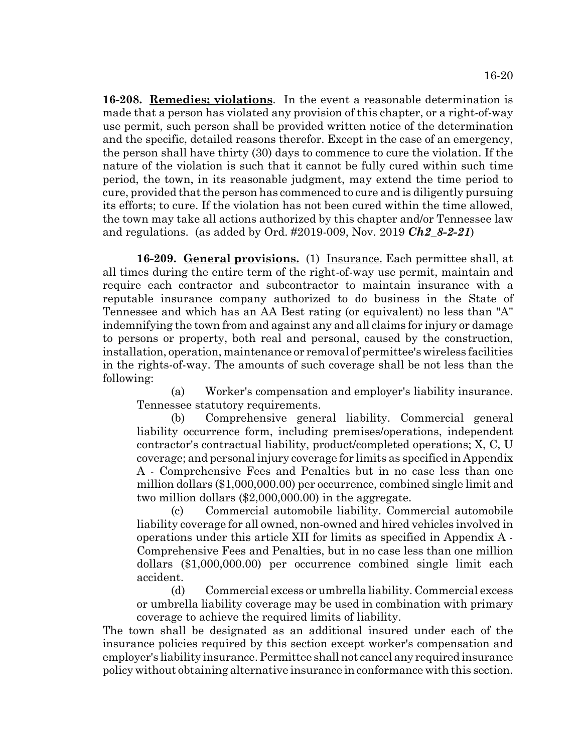**16-208.** **Remedies; violations**. In the event a reasonable determination is made that a person has violated any provision of this chapter, or a right-of-way use permit, such person shall be provided written notice of the determination and the specific, detailed reasons therefor. Except in the case of an emergency, the person shall have thirty (30) days to commence to cure the violation. If the nature of the violation is such that it cannot be fully cured within such time period, the town, in its reasonable judgment, may extend the time period to cure, provided that the person has commenced to cure and is diligently pursuing its efforts; to cure. If the violation has not been cured within the time allowed, the town may take all actions authorized by this chapter and/or Tennessee law and regulations. (as added by Ord. #2019-009, Nov. 2019 ***Ch2_8-2-21***)

**16-209.** **General provisions.** (1) Insurance. Each permittee shall, at all times during the entire term of the right-of-way use permit, maintain and require each contractor and subcontractor to maintain insurance with a reputable insurance company authorized to do business in the State of Tennessee and which has an AA Best rating (or equivalent) no less than "A" indemnifying the town from and against any and all claims for injury or damage to persons or property, both real and personal, caused by the construction, installation, operation, maintenance or removal of permittee's wireless facilities in the rights-of-way. The amounts of such coverage shall be not less than the following:

(a) Worker's compensation and employer's liability insurance. Tennessee statutory requirements.

(b) Comprehensive general liability. Commercial general liability occurrence form, including premises/operations, independent contractor's contractual liability, product/completed operations; X, C, U coverage; and personal injury coverage for limits as specified in Appendix A - Comprehensive Fees and Penalties but in no case less than one million dollars ($1,000,000.00) per occurrence, combined single limit and two million dollars ($2,000,000.00) in the aggregate.

(c) Commercial automobile liability. Commercial automobile liability coverage for all owned, non-owned and hired vehicles involved in operations under this article XII for limits as specified in Appendix A - Comprehensive Fees and Penalties, but in no case less than one million dollars ($1,000,000.00) per occurrence combined single limit each accident.

(d) Commercial excess or umbrella liability. Commercial excess or umbrella liability coverage may be used in combination with primary coverage to achieve the required limits of liability.

The town shall be designated as an additional insured under each of the insurance policies required by this section except worker's compensation and employer's liability insurance. Permittee shall not cancel any required insurance policy without obtaining alternative insurance in conformance with this section.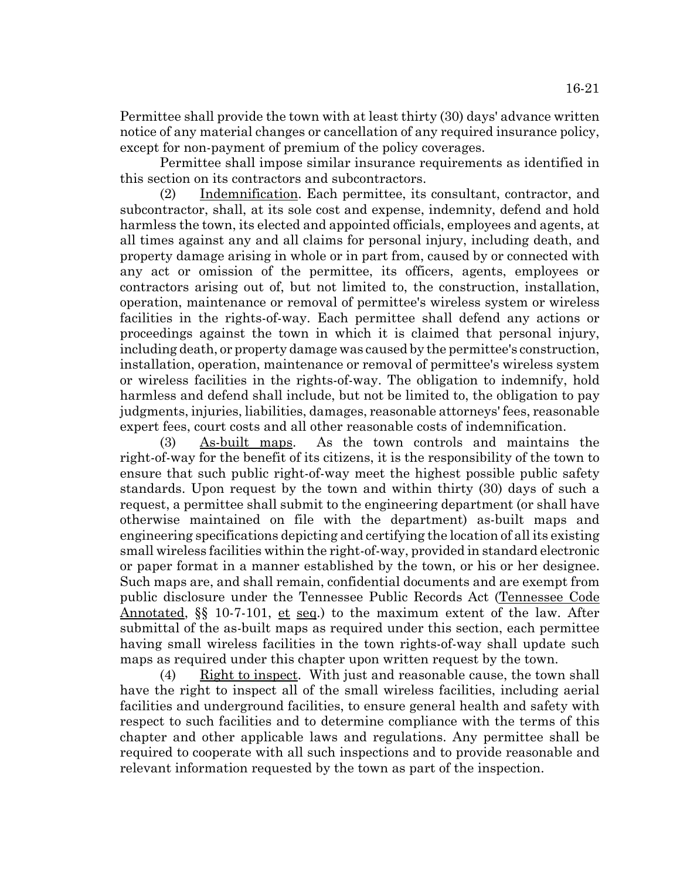Permittee shall provide the town with at least thirty (30) days' advance written notice of any material changes or cancellation of any required insurance policy, except for non-payment of premium of the policy coverages.

Permittee shall impose similar insurance requirements as identified in this section on its contractors and subcontractors.

(2) Indemnification. Each permittee, its consultant, contractor, and subcontractor, shall, at its sole cost and expense, indemnity, defend and hold harmless the town, its elected and appointed officials, employees and agents, at all times against any and all claims for personal injury, including death, and property damage arising in whole or in part from, caused by or connected with any act or omission of the permittee, its officers, agents, employees or contractors arising out of, but not limited to, the construction, installation, operation, maintenance or removal of permittee's wireless system or wireless facilities in the rights-of-way. Each permittee shall defend any actions or proceedings against the town in which it is claimed that personal injury, including death, or property damage was caused by the permittee's construction, installation, operation, maintenance or removal of permittee's wireless system or wireless facilities in the rights-of-way. The obligation to indemnify, hold harmless and defend shall include, but not be limited to, the obligation to pay judgments, injuries, liabilities, damages, reasonable attorneys' fees, reasonable expert fees, court costs and all other reasonable costs of indemnification.

(3) As-built maps. As the town controls and maintains the right-of-way for the benefit of its citizens, it is the responsibility of the town to ensure that such public right-of-way meet the highest possible public safety standards. Upon request by the town and within thirty (30) days of such a request, a permittee shall submit to the engineering department (or shall have otherwise maintained on file with the department) as-built maps and engineering specifications depicting and certifying the location of all its existing small wireless facilities within the right-of-way, provided in standard electronic or paper format in a manner established by the town, or his or her designee. Such maps are, and shall remain, confidential documents and are exempt from public disclosure under the Tennessee Public Records Act (Tennessee Code Annotated, §§ 10-7-101, et seq.) to the maximum extent of the law. After submittal of the as-built maps as required under this section, each permittee having small wireless facilities in the town rights-of-way shall update such maps as required under this chapter upon written request by the town.

(4) Right to inspect. With just and reasonable cause, the town shall have the right to inspect all of the small wireless facilities, including aerial facilities and underground facilities, to ensure general health and safety with respect to such facilities and to determine compliance with the terms of this chapter and other applicable laws and regulations. Any permittee shall be required to cooperate with all such inspections and to provide reasonable and relevant information requested by the town as part of the inspection.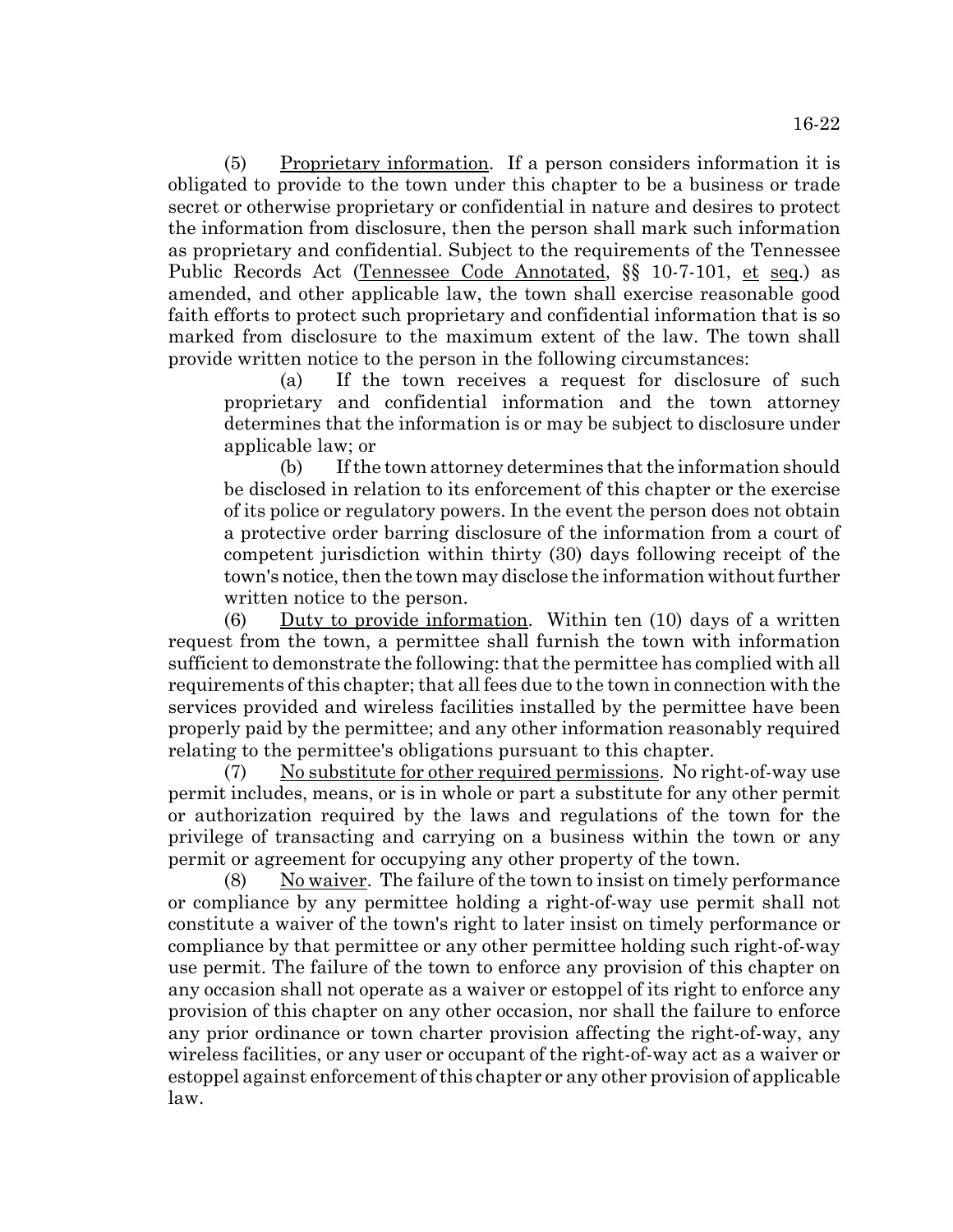(5) Proprietary information. If a person considers information it is obligated to provide to the town under this chapter to be a business or trade secret or otherwise proprietary or confidential in nature and desires to protect the information from disclosure, then the person shall mark such information as proprietary and confidential. Subject to the requirements of the Tennessee Public Records Act (Tennessee Code Annotated, §§ 10-7-101, et seq.) as amended, and other applicable law, the town shall exercise reasonable good faith efforts to protect such proprietary and confidential information that is so marked from disclosure to the maximum extent of the law. The town shall provide written notice to the person in the following circumstances:

(a) If the town receives a request for disclosure of such proprietary and confidential information and the town attorney determines that the information is or may be subject to disclosure under applicable law; or

(b) If the town attorney determines that the information should be disclosed in relation to its enforcement of this chapter or the exercise of its police or regulatory powers. In the event the person does not obtain a protective order barring disclosure of the information from a court of competent jurisdiction within thirty (30) days following receipt of the town's notice, then the town may disclose the information without further written notice to the person.

(6) Duty to provide information. Within ten (10) days of a written request from the town, a permittee shall furnish the town with information sufficient to demonstrate the following: that the permittee has complied with all requirements of this chapter; that all fees due to the town in connection with the services provided and wireless facilities installed by the permittee have been properly paid by the permittee; and any other information reasonably required relating to the permittee's obligations pursuant to this chapter.

(7) No substitute for other required permissions. No right-of-way use permit includes, means, or is in whole or part a substitute for any other permit or authorization required by the laws and regulations of the town for the privilege of transacting and carrying on a business within the town or any permit or agreement for occupying any other property of the town.

(8) No waiver. The failure of the town to insist on timely performance or compliance by any permittee holding a right-of-way use permit shall not constitute a waiver of the town's right to later insist on timely performance or compliance by that permittee or any other permittee holding such right-of-way use permit. The failure of the town to enforce any provision of this chapter on any occasion shall not operate as a waiver or estoppel of its right to enforce any provision of this chapter on any other occasion, nor shall the failure to enforce any prior ordinance or town charter provision affecting the right-of-way, any wireless facilities, or any user or occupant of the right-of-way act as a waiver or estoppel against enforcement of this chapter or any other provision of applicable law.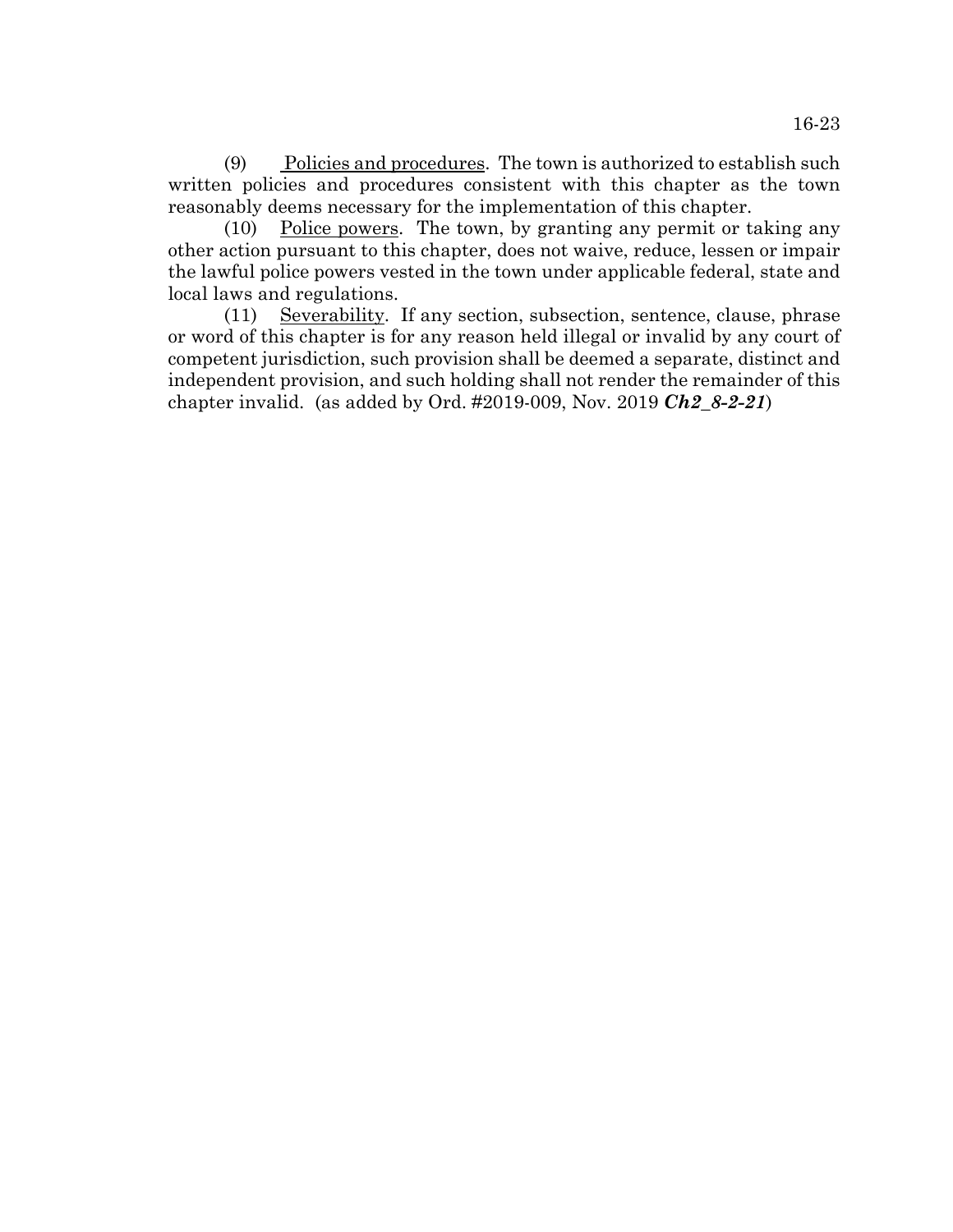(9) Policies and procedures. The town is authorized to establish such written policies and procedures consistent with this chapter as the town reasonably deems necessary for the implementation of this chapter.

(10) Police powers. The town, by granting any permit or taking any other action pursuant to this chapter, does not waive, reduce, lessen or impair the lawful police powers vested in the town under applicable federal, state and local laws and regulations.

(11) Severability. If any section, subsection, sentence, clause, phrase or word of this chapter is for any reason held illegal or invalid by any court of competent jurisdiction, such provision shall be deemed a separate, distinct and independent provision, and such holding shall not render the remainder of this chapter invalid. (as added by Ord. #2019-009, Nov. 2019 ***Ch2_8-2-21***)